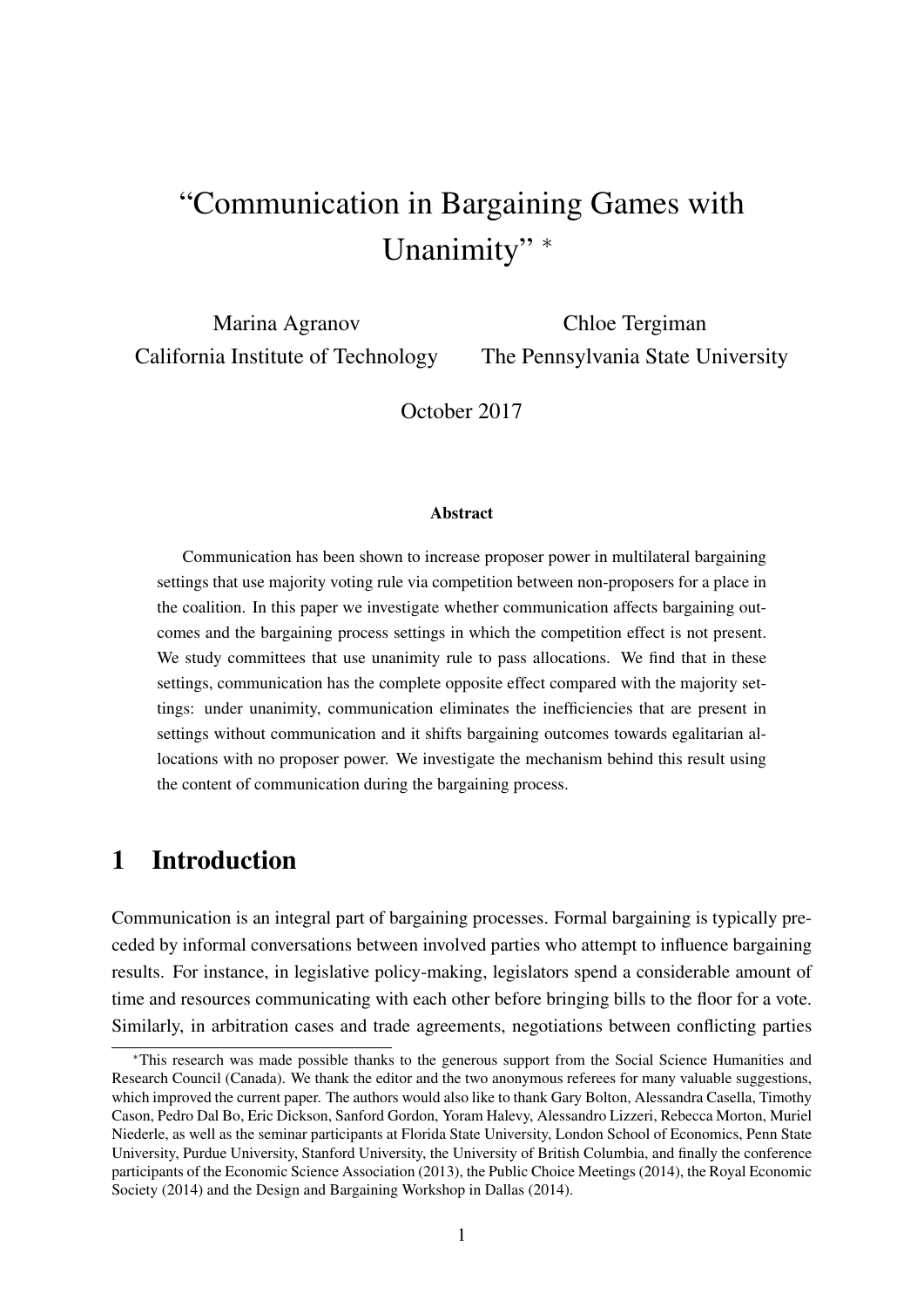# "Communication in Bargaining Games with Unanimity" *

Marina Agranov
California Institute of Technology

Chloe Tergiman
The Pennsylvania State University

October 2017

**Abstract**

Communication has been shown to increase proposer power in multilateral bargaining settings that use majority voting rule via competition between non-proposers for a place in the coalition. In this paper we investigate whether communication affects bargaining outcomes and the bargaining process settings in which the competition effect is not present. We study committees that use unanimity rule to pass allocations. We find that in these settings, communication has the complete opposite effect compared with the majority settings: under unanimity, communication eliminates the inefficiencies that are present in settings without communication and it shifts bargaining outcomes towards egalitarian allocations with no proposer power. We investigate the mechanism behind this result using the content of communication during the bargaining process.

## 1 Introduction

Communication is an integral part of bargaining processes. Formal bargaining is typically preceded by informal conversations between involved parties who attempt to influence bargaining results. For instance, in legislative policy-making, legislators spend a considerable amount of time and resources communicating with each other before bringing bills to the floor for a vote. Similarly, in arbitration cases and trade agreements, negotiations between conflicting parties

*This research was made possible thanks to the generous support from the Social Science Humanities and Research Council (Canada). We thank the editor and the two anonymous referees for many valuable suggestions, which improved the current paper. The authors would also like to thank Gary Bolton, Alessandra Casella, Timothy Cason, Pedro Dal Bo, Eric Dickson, Sanford Gordon, Yoram Halevy, Alessandro Lizzeri, Rebecca Morton, Muriel Niederle, as well as the seminar participants at Florida State University, London School of Economics, Penn State University, Purdue University, Stanford University, the University of British Columbia, and finally the conference participants of the Economic Science Association (2013), the Public Choice Meetings (2014), the Royal Economic Society (2014) and the Design and Bargaining Workshop in Dallas (2014).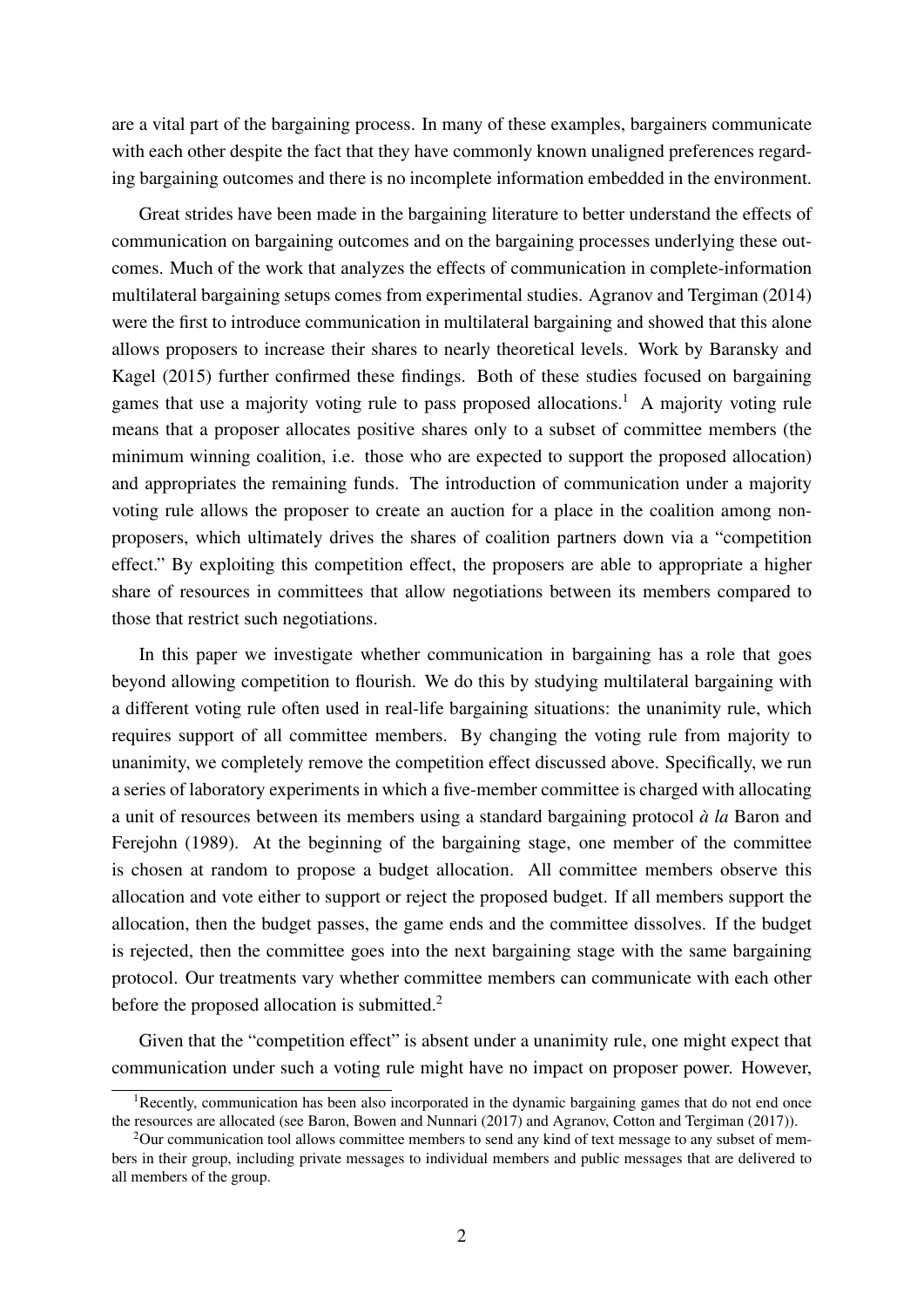are a vital part of the bargaining process. In many of these examples, bargainers communicate with each other despite the fact that they have commonly known unaligned preferences regarding bargaining outcomes and there is no incomplete information embedded in the environment.

Great strides have been made in the bargaining literature to better understand the effects of communication on bargaining outcomes and on the bargaining processes underlying these outcomes. Much of the work that analyzes the effects of communication in complete-information multilateral bargaining setups comes from experimental studies. Agranov and Tergiman (2014) were the first to introduce communication in multilateral bargaining and showed that this alone allows proposers to increase their shares to nearly theoretical levels. Work by Baransky and Kagel (2015) further confirmed these findings. Both of these studies focused on bargaining games that use a majority voting rule to pass proposed allocations.[1] A majority voting rule means that a proposer allocates positive shares only to a subset of committee members (the minimum winning coalition, i.e. those who are expected to support the proposed allocation) and appropriates the remaining funds. The introduction of communication under a majority voting rule allows the proposer to create an auction for a place in the coalition among non-proposers, which ultimately drives the shares of coalition partners down via a "competition effect." By exploiting this competition effect, the proposers are able to appropriate a higher share of resources in committees that allow negotiations between its members compared to those that restrict such negotiations.

In this paper we investigate whether communication in bargaining has a role that goes beyond allowing competition to flourish. We do this by studying multilateral bargaining with a different voting rule often used in real-life bargaining situations: the unanimity rule, which requires support of all committee members. By changing the voting rule from majority to unanimity, we completely remove the competition effect discussed above. Specifically, we run a series of laboratory experiments in which a five-member committee is charged with allocating a unit of resources between its members using a standard bargaining protocol *à la* Baron and Ferejohn (1989). At the beginning of the bargaining stage, one member of the committee is chosen at random to propose a budget allocation. All committee members observe this allocation and vote either to support or reject the proposed budget. If all members support the allocation, then the budget passes, the game ends and the committee dissolves. If the budget is rejected, then the committee goes into the next bargaining stage with the same bargaining protocol. Our treatments vary whether committee members can communicate with each other before the proposed allocation is submitted.[2]

Given that the "competition effect" is absent under a unanimity rule, one might expect that communication under such a voting rule might have no impact on proposer power. However,

[1] Recently, communication has been also incorporated in the dynamic bargaining games that do not end once the resources are allocated (see Baron, Bowen and Nunnari (2017) and Agranov, Cotton and Tergiman (2017)).

[2] Our communication tool allows committee members to send any kind of text message to any subset of members in their group, including private messages to individual members and public messages that are delivered to all members of the group.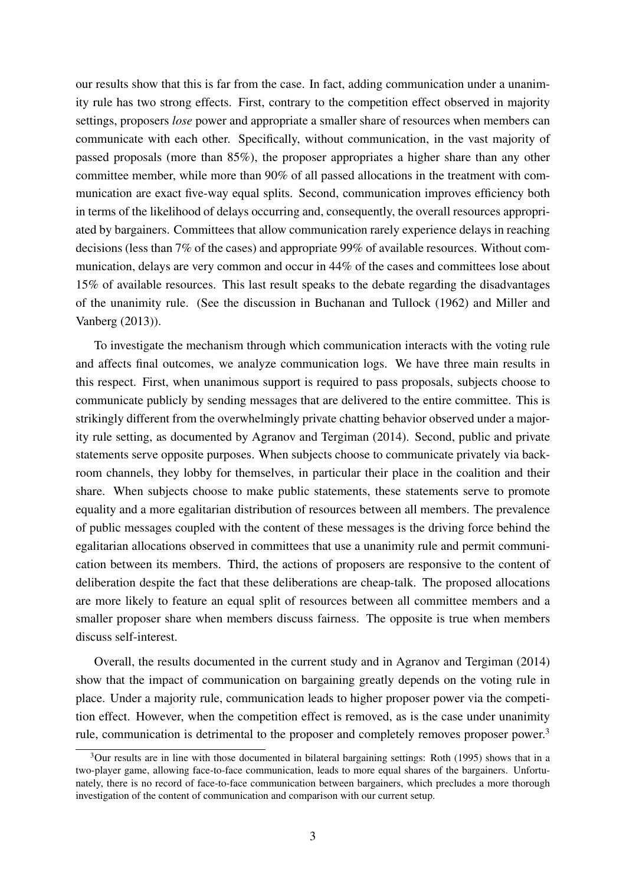our results show that this is far from the case. In fact, adding communication under a unanimity rule has two strong effects. First, contrary to the competition effect observed in majority settings, proposers *lose* power and appropriate a smaller share of resources when members can communicate with each other. Specifically, without communication, in the vast majority of passed proposals (more than 85%), the proposer appropriates a higher share than any other committee member, while more than 90% of all passed allocations in the treatment with communication are exact five-way equal splits. Second, communication improves efficiency both in terms of the likelihood of delays occurring and, consequently, the overall resources appropriated by bargainers. Committees that allow communication rarely experience delays in reaching decisions (less than 7% of the cases) and appropriate 99% of available resources. Without communication, delays are very common and occur in 44% of the cases and committees lose about 15% of available resources. This last result speaks to the debate regarding the disadvantages of the unanimity rule. (See the discussion in Buchanan and Tullock (1962) and Miller and Vanberg (2013)).

To investigate the mechanism through which communication interacts with the voting rule and affects final outcomes, we analyze communication logs. We have three main results in this respect. First, when unanimous support is required to pass proposals, subjects choose to communicate publicly by sending messages that are delivered to the entire committee. This is strikingly different from the overwhelmingly private chatting behavior observed under a majority rule setting, as documented by Agranov and Tergiman (2014). Second, public and private statements serve opposite purposes. When subjects choose to communicate privately via backroom channels, they lobby for themselves, in particular their place in the coalition and their share. When subjects choose to make public statements, these statements serve to promote equality and a more egalitarian distribution of resources between all members. The prevalence of public messages coupled with the content of these messages is the driving force behind the egalitarian allocations observed in committees that use a unanimity rule and permit communication between its members. Third, the actions of proposers are responsive to the content of deliberation despite the fact that these deliberations are cheap-talk. The proposed allocations are more likely to feature an equal split of resources between all committee members and a smaller proposer share when members discuss fairness. The opposite is true when members discuss self-interest.

Overall, the results documented in the current study and in Agranov and Tergiman (2014) show that the impact of communication on bargaining greatly depends on the voting rule in place. Under a majority rule, communication leads to higher proposer power via the competition effect. However, when the competition effect is removed, as is the case under unanimity rule, communication is detrimental to the proposer and completely removes proposer power.[3]

[3]Our results are in line with those documented in bilateral bargaining settings: Roth (1995) shows that in a two-player game, allowing face-to-face communication, leads to more equal shares of the bargainers. Unfortunately, there is no record of face-to-face communication between bargainers, which precludes a more thorough investigation of the content of communication and comparison with our current setup.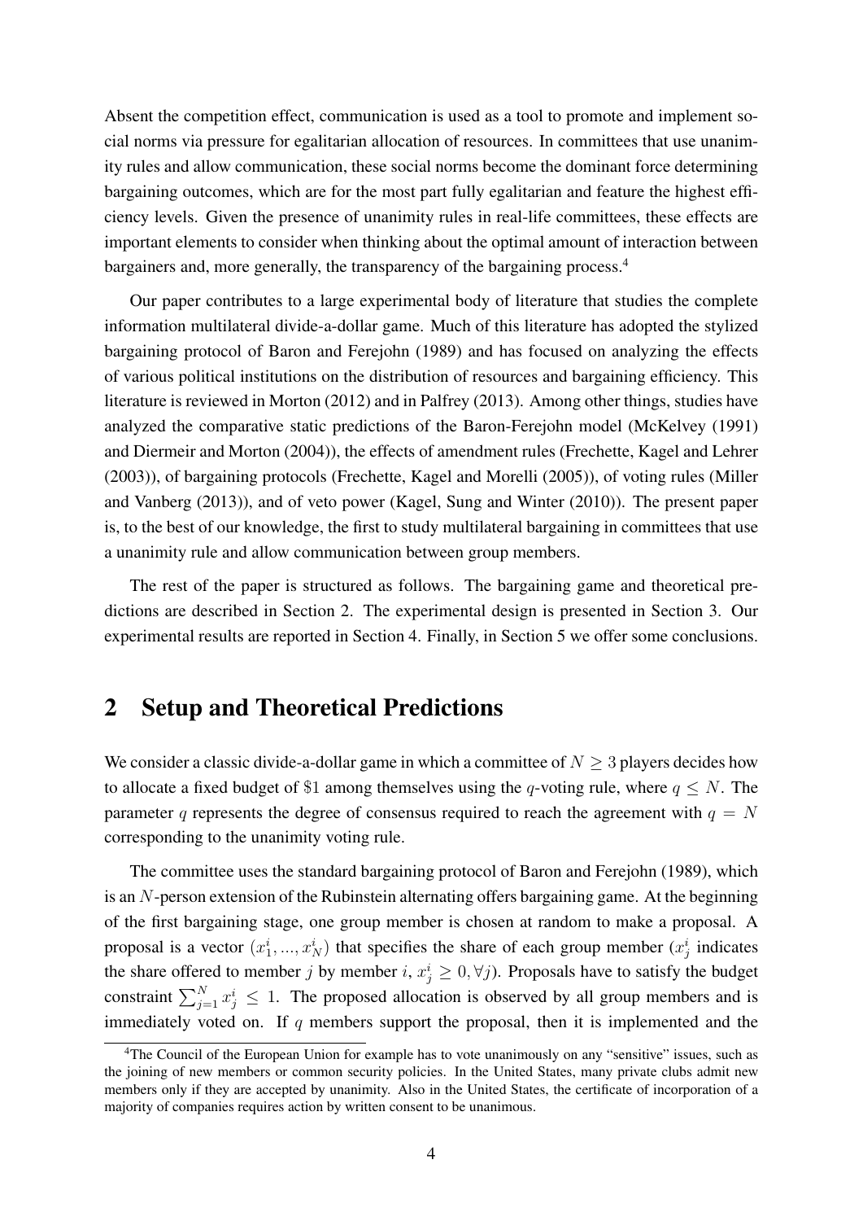Absent the competition effect, communication is used as a tool to promote and implement social norms via pressure for egalitarian allocation of resources. In committees that use unanimity rules and allow communication, these social norms become the dominant force determining bargaining outcomes, which are for the most part fully egalitarian and feature the highest efficiency levels. Given the presence of unanimity rules in real-life committees, these effects are important elements to consider when thinking about the optimal amount of interaction between bargainers and, more generally, the transparency of the bargaining process.[4]

Our paper contributes to a large experimental body of literature that studies the complete information multilateral divide-a-dollar game. Much of this literature has adopted the stylized bargaining protocol of Baron and Ferejohn (1989) and has focused on analyzing the effects of various political institutions on the distribution of resources and bargaining efficiency. This literature is reviewed in Morton (2012) and in Palfrey (2013). Among other things, studies have analyzed the comparative static predictions of the Baron-Ferejohn model (McKelvey (1991) and Diermeir and Morton (2004)), the effects of amendment rules (Frechette, Kagel and Lehrer (2003)), of bargaining protocols (Frechette, Kagel and Morelli (2005)), of voting rules (Miller and Vanberg (2013)), and of veto power (Kagel, Sung and Winter (2010)). The present paper is, to the best of our knowledge, the first to study multilateral bargaining in committees that use a unanimity rule and allow communication between group members.

The rest of the paper is structured as follows. The bargaining game and theoretical predictions are described in Section 2. The experimental design is presented in Section 3. Our experimental results are reported in Section 4. Finally, in Section 5 we offer some conclusions.

## 2 Setup and Theoretical Predictions

We consider a classic divide-a-dollar game in which a committee of $N \geq 3$ players decides how to allocate a fixed budget of \$1 among themselves using the $q$-voting rule, where $q \leq N$. The parameter $q$ represents the degree of consensus required to reach the agreement with $q = N$ corresponding to the unanimity voting rule.

The committee uses the standard bargaining protocol of Baron and Ferejohn (1989), which is an $N$-person extension of the Rubinstein alternating offers bargaining game. At the beginning of the first bargaining stage, one group member is chosen at random to make a proposal. A proposal is a vector $(x_1^i, ..., x_N^i)$ that specifies the share of each group member ($x_j^i$ indicates the share offered to member $j$ by member $i$, $x_j^i \geq 0, \forall j$). Proposals have to satisfy the budget constraint $\sum_{j=1}^{N} x_j^i \leq 1$. The proposed allocation is observed by all group members and is immediately voted on. If $q$ members support the proposal, then it is implemented and the

[4] The Council of the European Union for example has to vote unanimously on any "sensitive" issues, such as the joining of new members or common security policies. In the United States, many private clubs admit new members only if they are accepted by unanimity. Also in the United States, the certificate of incorporation of a majority of companies requires action by written consent to be unanimous.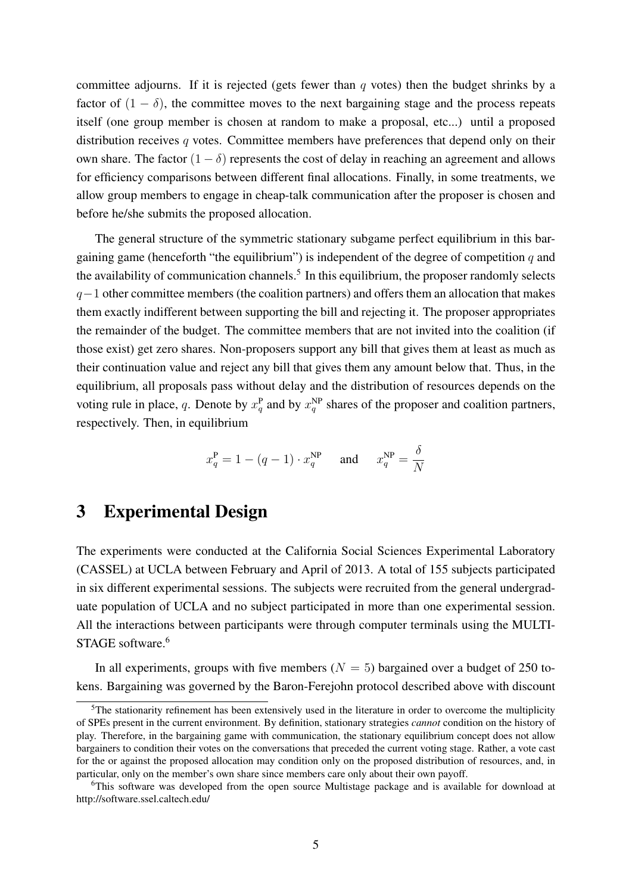committee adjourns. If it is rejected (gets fewer than $q$ votes) then the budget shrinks by a factor of $(1-\delta)$, the committee moves to the next bargaining stage and the process repeats itself (one group member is chosen at random to make a proposal, etc...) until a proposed distribution receives $q$ votes. Committee members have preferences that depend only on their own share. The factor $(1-\delta)$ represents the cost of delay in reaching an agreement and allows for efficiency comparisons between different final allocations. Finally, in some treatments, we allow group members to engage in cheap-talk communication after the proposer is chosen and before he/she submits the proposed allocation.

The general structure of the symmetric stationary subgame perfect equilibrium in this bargaining game (henceforth "the equilibrium") is independent of the degree of competition $q$ and the availability of communication channels.[5] In this equilibrium, the proposer randomly selects $q-1$ other committee members (the coalition partners) and offers them an allocation that makes them exactly indifferent between supporting the bill and rejecting it. The proposer appropriates the remainder of the budget. The committee members that are not invited into the coalition (if those exist) get zero shares. Non-proposers support any bill that gives them at least as much as their continuation value and reject any bill that gives them any amount below that. Thus, in the equilibrium, all proposals pass without delay and the distribution of resources depends on the voting rule in place, $q$. Denote by $x_q^{\mathrm{P}}$ and by $x_q^{\mathrm{NP}}$ shares of the proposer and coalition partners, respectively. Then, in equilibrium

$$x_q^{\mathrm{P}} = 1 - (q-1) \cdot x_q^{\mathrm{NP}} \quad \text{ and } \quad x_q^{\mathrm{NP}} = \frac{\delta}{N}$$

# 3 Experimental Design

The experiments were conducted at the California Social Sciences Experimental Laboratory (CASSEL) at UCLA between February and April of 2013. A total of 155 subjects participated in six different experimental sessions. The subjects were recruited from the general undergraduate population of UCLA and no subject participated in more than one experimental session. All the interactions between participants were through computer terminals using the MULTISTAGE software.[6]

In all experiments, groups with five members ($N = 5$) bargained over a budget of 250 tokens. Bargaining was governed by the Baron-Ferejohn protocol described above with discount

[5]The stationarity refinement has been extensively used in the literature in order to overcome the multiplicity of SPEs present in the current environment. By definition, stationary strategies *cannot* condition on the history of play. Therefore, in the bargaining game with communication, the stationary equilibrium concept does not allow bargainers to condition their votes on the conversations that preceded the current voting stage. Rather, a vote cast for the or against the proposed allocation may condition only on the proposed distribution of resources, and, in particular, only on the member's own share since members care only about their own payoff.

[6]This software was developed from the open source Multistage package and is available for download at http://software.ssel.caltech.edu/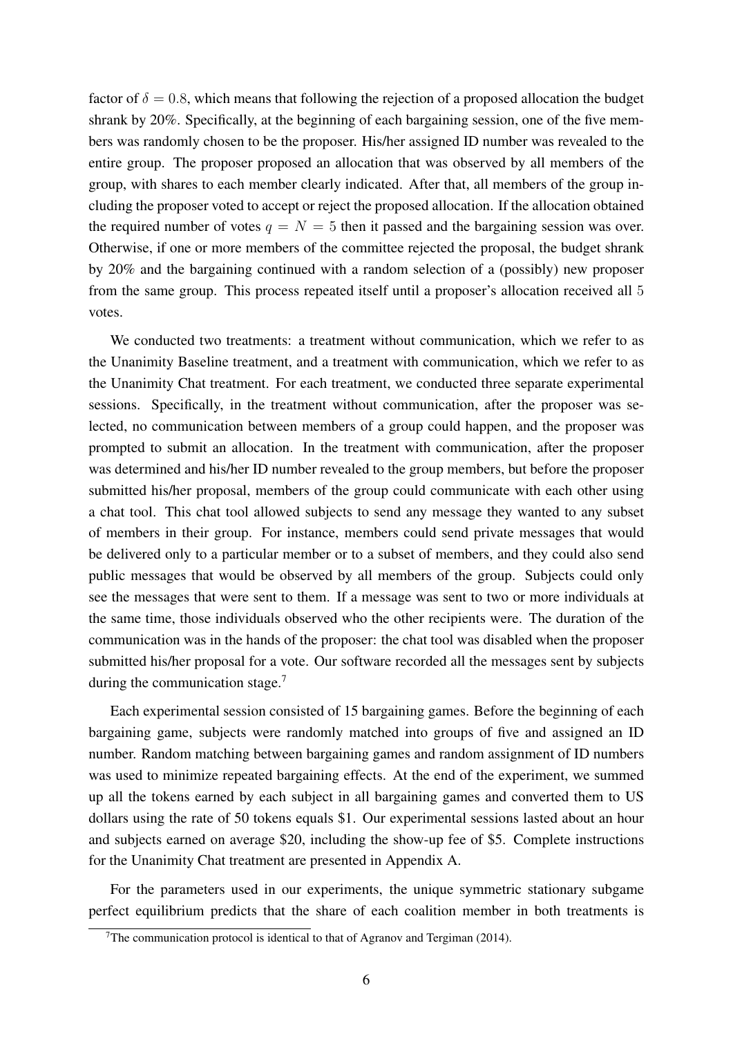factor of $\delta = 0.8$, which means that following the rejection of a proposed allocation the budget shrank by 20%. Specifically, at the beginning of each bargaining session, one of the five members was randomly chosen to be the proposer. His/her assigned ID number was revealed to the entire group. The proposer proposed an allocation that was observed by all members of the group, with shares to each member clearly indicated. After that, all members of the group including the proposer voted to accept or reject the proposed allocation. If the allocation obtained the required number of votes $q = N = 5$ then it passed and the bargaining session was over. Otherwise, if one or more members of the committee rejected the proposal, the budget shrank by 20% and the bargaining continued with a random selection of a (possibly) new proposer from the same group. This process repeated itself until a proposer's allocation received all 5 votes.

We conducted two treatments: a treatment without communication, which we refer to as the Unanimity Baseline treatment, and a treatment with communication, which we refer to as the Unanimity Chat treatment. For each treatment, we conducted three separate experimental sessions. Specifically, in the treatment without communication, after the proposer was selected, no communication between members of a group could happen, and the proposer was prompted to submit an allocation. In the treatment with communication, after the proposer was determined and his/her ID number revealed to the group members, but before the proposer submitted his/her proposal, members of the group could communicate with each other using a chat tool. This chat tool allowed subjects to send any message they wanted to any subset of members in their group. For instance, members could send private messages that would be delivered only to a particular member or to a subset of members, and they could also send public messages that would be observed by all members of the group. Subjects could only see the messages that were sent to them. If a message was sent to two or more individuals at the same time, those individuals observed who the other recipients were. The duration of the communication was in the hands of the proposer: the chat tool was disabled when the proposer submitted his/her proposal for a vote. Our software recorded all the messages sent by subjects during the communication stage.[7]

Each experimental session consisted of 15 bargaining games. Before the beginning of each bargaining game, subjects were randomly matched into groups of five and assigned an ID number. Random matching between bargaining games and random assignment of ID numbers was used to minimize repeated bargaining effects. At the end of the experiment, we summed up all the tokens earned by each subject in all bargaining games and converted them to US dollars using the rate of 50 tokens equals \$1. Our experimental sessions lasted about an hour and subjects earned on average \$20, including the show-up fee of \$5. Complete instructions for the Unanimity Chat treatment are presented in Appendix A.

For the parameters used in our experiments, the unique symmetric stationary subgame perfect equilibrium predicts that the share of each coalition member in both treatments is

[7] The communication protocol is identical to that of Agranov and Tergiman (2014).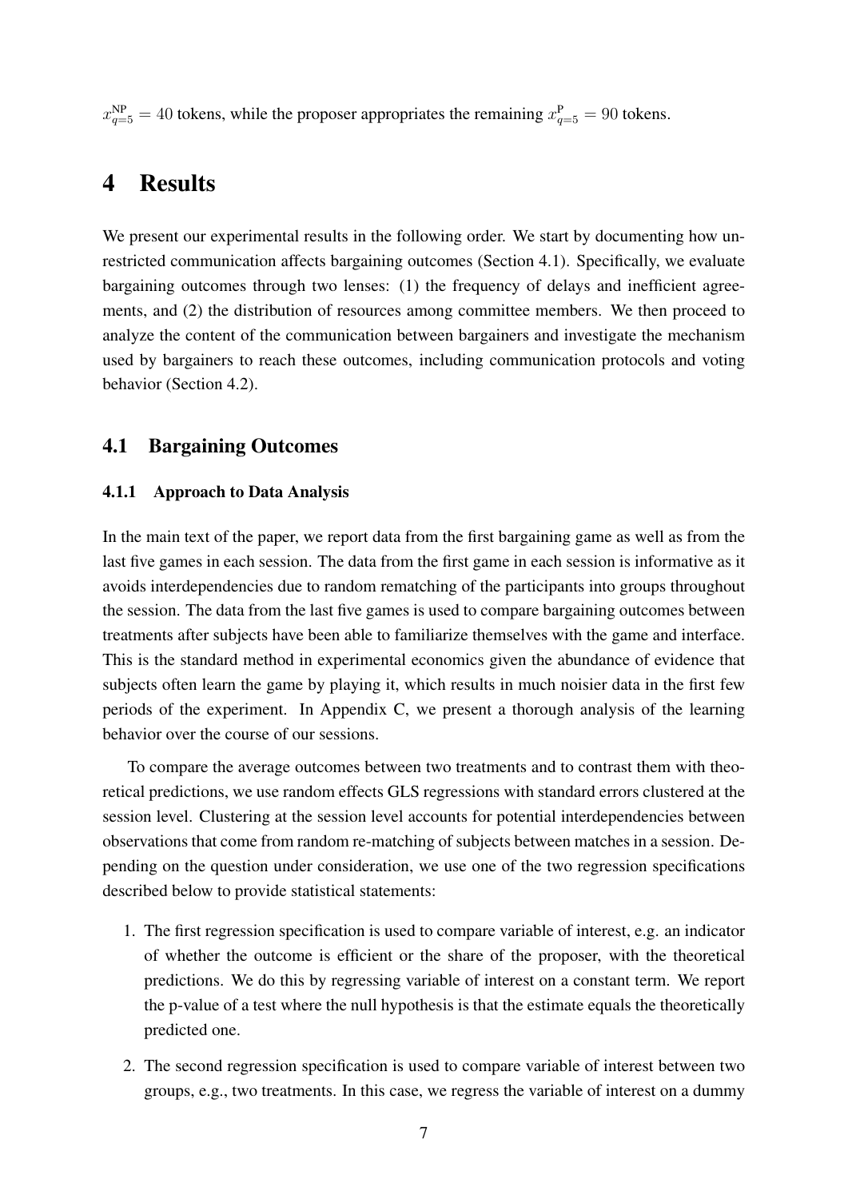$x^{\text{NP}}_{q=5} = 40$ tokens, while the proposer appropriates the remaining $x^{\text{P}}_{q=5} = 90$ tokens.

# 4 Results

We present our experimental results in the following order. We start by documenting how unrestricted communication affects bargaining outcomes (Section 4.1). Specifically, we evaluate bargaining outcomes through two lenses: (1) the frequency of delays and inefficient agreements, and (2) the distribution of resources among committee members. We then proceed to analyze the content of the communication between bargainers and investigate the mechanism used by bargainers to reach these outcomes, including communication protocols and voting behavior (Section 4.2).

## 4.1 Bargaining Outcomes

### 4.1.1 Approach to Data Analysis

In the main text of the paper, we report data from the first bargaining game as well as from the last five games in each session. The data from the first game in each session is informative as it avoids interdependencies due to random rematching of the participants into groups throughout the session. The data from the last five games is used to compare bargaining outcomes between treatments after subjects have been able to familiarize themselves with the game and interface. This is the standard method in experimental economics given the abundance of evidence that subjects often learn the game by playing it, which results in much noisier data in the first few periods of the experiment. In Appendix C, we present a thorough analysis of the learning behavior over the course of our sessions.

To compare the average outcomes between two treatments and to contrast them with theoretical predictions, we use random effects GLS regressions with standard errors clustered at the session level. Clustering at the session level accounts for potential interdependencies between observations that come from random re-matching of subjects between matches in a session. Depending on the question under consideration, we use one of the two regression specifications described below to provide statistical statements:

1. The first regression specification is used to compare variable of interest, e.g. an indicator of whether the outcome is efficient or the share of the proposer, with the theoretical predictions. We do this by regressing variable of interest on a constant term. We report the p-value of a test where the null hypothesis is that the estimate equals the theoretically predicted one.
2. The second regression specification is used to compare variable of interest between two groups, e.g., two treatments. In this case, we regress the variable of interest on a dummy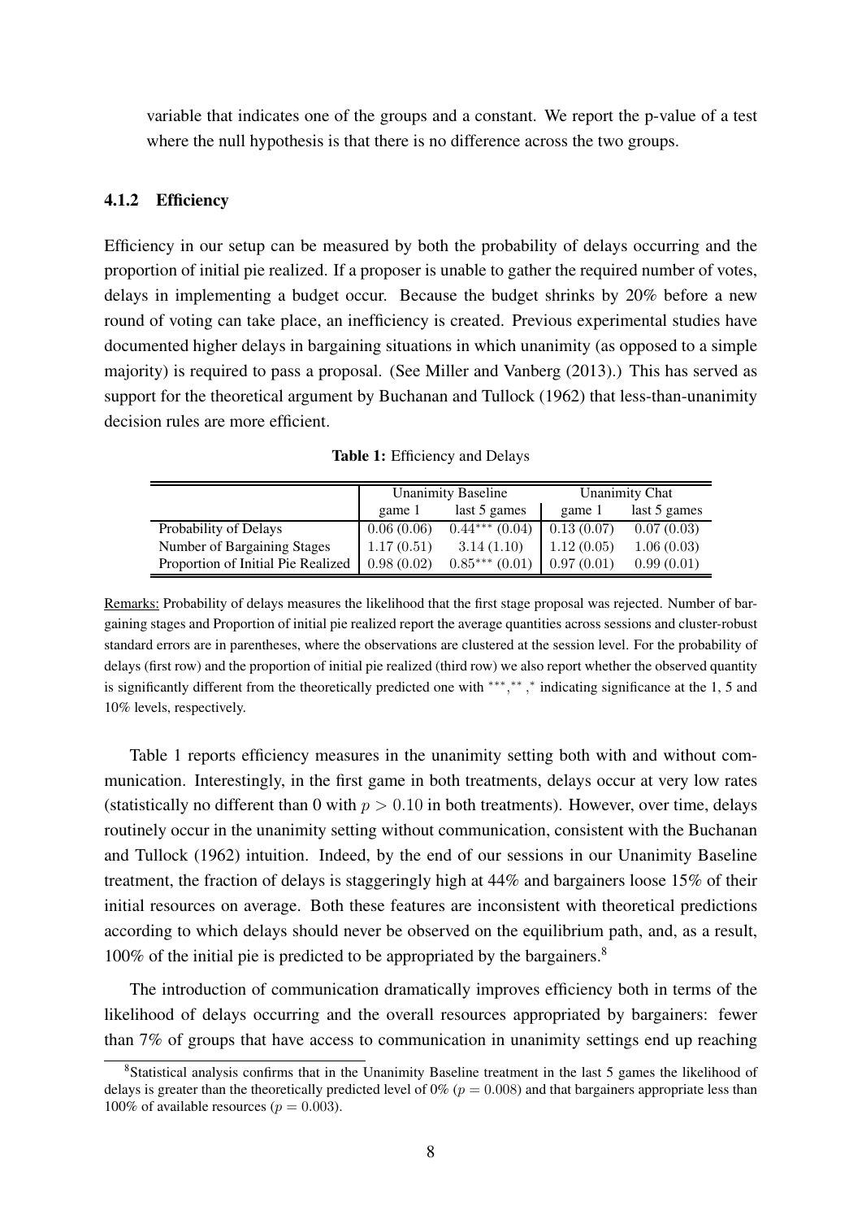variable that indicates one of the groups and a constant. We report the p-value of a test where the null hypothesis is that there is no difference across the two groups.

#### 4.1.2 Efficiency

Efficiency in our setup can be measured by both the probability of delays occurring and the proportion of initial pie realized. If a proposer is unable to gather the required number of votes, delays in implementing a budget occur. Because the budget shrinks by 20% before a new round of voting can take place, an inefficiency is created. Previous experimental studies have documented higher delays in bargaining situations in which unanimity (as opposed to a simple majority) is required to pass a proposal. (See Miller and Vanberg (2013).) This has served as support for the theoretical argument by Buchanan and Tullock (1962) that less-than-unanimity decision rules are more efficient.

**Table 1:** Efficiency and Delays

| | Unanimity Baseline | | Unanimity Chat | |
|---|---|---|---|---|
| | game 1 | last 5 games | game 1 | last 5 games |
| Probability of Delays | 0.06 (0.06) | $0.44^{***}$ (0.04) | 0.13 (0.07) | 0.07 (0.03) |
| Number of Bargaining Stages | 1.17 (0.51) | 3.14 (1.10) | 1.12 (0.05) | 1.06 (0.03) |
| Proportion of Initial Pie Realized | 0.98 (0.02) | $0.85^{***}$ (0.01) | 0.97 (0.01) | 0.99 (0.01) |

Remarks: Probability of delays measures the likelihood that the first stage proposal was rejected. Number of bargaining stages and Proportion of initial pie realized report the average quantities across sessions and cluster-robust standard errors are in parentheses, where the observations are clustered at the session level. For the probability of delays (first row) and the proportion of initial pie realized (third row) we also report whether the observed quantity is significantly different from the theoretically predicted one with $^{***}$,$^{**}$,$^{*}$ indicating significance at the 1, 5 and 10% levels, respectively.

Table 1 reports efficiency measures in the unanimity setting both with and without communication. Interestingly, in the first game in both treatments, delays occur at very low rates (statistically no different than 0 with $p > 0.10$ in both treatments). However, over time, delays routinely occur in the unanimity setting without communication, consistent with the Buchanan and Tullock (1962) intuition. Indeed, by the end of our sessions in our Unanimity Baseline treatment, the fraction of delays is staggeringly high at 44% and bargainers loose 15% of their initial resources on average. Both these features are inconsistent with theoretical predictions according to which delays should never be observed on the equilibrium path, and, as a result, 100% of the initial pie is predicted to be appropriated by the bargainers.[8]

The introduction of communication dramatically improves efficiency both in terms of the likelihood of delays occurring and the overall resources appropriated by bargainers: fewer than 7% of groups that have access to communication in unanimity settings end up reaching

[8] Statistical analysis confirms that in the Unanimity Baseline treatment in the last 5 games the likelihood of delays is greater than the theoretically predicted level of 0% ($p = 0.008$) and that bargainers appropriate less than 100% of available resources ($p = 0.003$).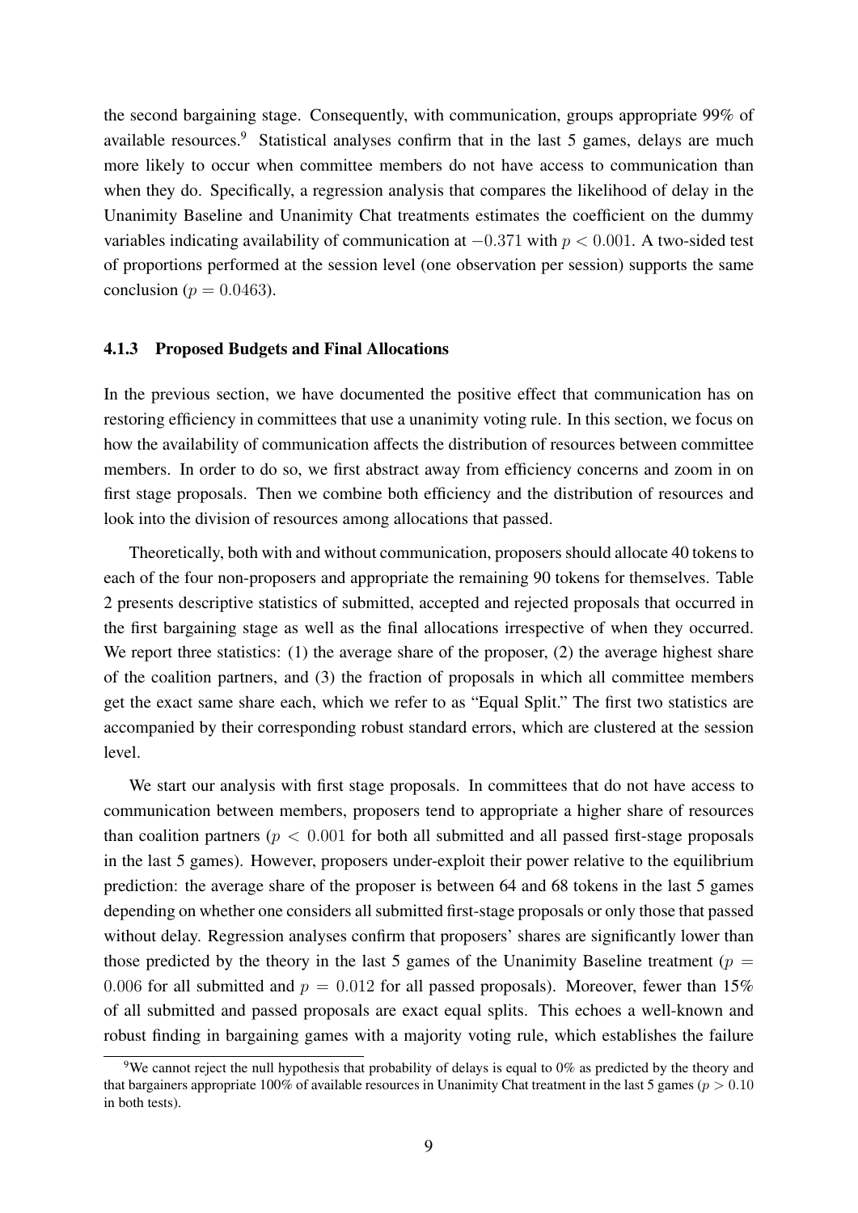the second bargaining stage. Consequently, with communication, groups appropriate 99% of available resources.[9] Statistical analyses confirm that in the last 5 games, delays are much more likely to occur when committee members do not have access to communication than when they do. Specifically, a regression analysis that compares the likelihood of delay in the Unanimity Baseline and Unanimity Chat treatments estimates the coefficient on the dummy variables indicating availability of communication at $-0.371$ with $p < 0.001$. A two-sided test of proportions performed at the session level (one observation per session) supports the same conclusion ($p = 0.0463$).

### 4.1.3 Proposed Budgets and Final Allocations

In the previous section, we have documented the positive effect that communication has on restoring efficiency in committees that use a unanimity voting rule. In this section, we focus on how the availability of communication affects the distribution of resources between committee members. In order to do so, we first abstract away from efficiency concerns and zoom in on first stage proposals. Then we combine both efficiency and the distribution of resources and look into the division of resources among allocations that passed.

Theoretically, both with and without communication, proposers should allocate 40 tokens to each of the four non-proposers and appropriate the remaining 90 tokens for themselves. Table 2 presents descriptive statistics of submitted, accepted and rejected proposals that occurred in the first bargaining stage as well as the final allocations irrespective of when they occurred. We report three statistics: (1) the average share of the proposer, (2) the average highest share of the coalition partners, and (3) the fraction of proposals in which all committee members get the exact same share each, which we refer to as "Equal Split." The first two statistics are accompanied by their corresponding robust standard errors, which are clustered at the session level.

We start our analysis with first stage proposals. In committees that do not have access to communication between members, proposers tend to appropriate a higher share of resources than coalition partners ($p < 0.001$ for both all submitted and all passed first-stage proposals in the last 5 games). However, proposers under-exploit their power relative to the equilibrium prediction: the average share of the proposer is between 64 and 68 tokens in the last 5 games depending on whether one considers all submitted first-stage proposals or only those that passed without delay. Regression analyses confirm that proposers' shares are significantly lower than those predicted by the theory in the last 5 games of the Unanimity Baseline treatment ($p = 0.006$ for all submitted and $p = 0.012$ for all passed proposals). Moreover, fewer than 15% of all submitted and passed proposals are exact equal splits. This echoes a well-known and robust finding in bargaining games with a majority voting rule, which establishes the failure

[9] We cannot reject the null hypothesis that probability of delays is equal to 0% as predicted by the theory and that bargainers appropriate 100% of available resources in Unanimity Chat treatment in the last 5 games ($p > 0.10$ in both tests).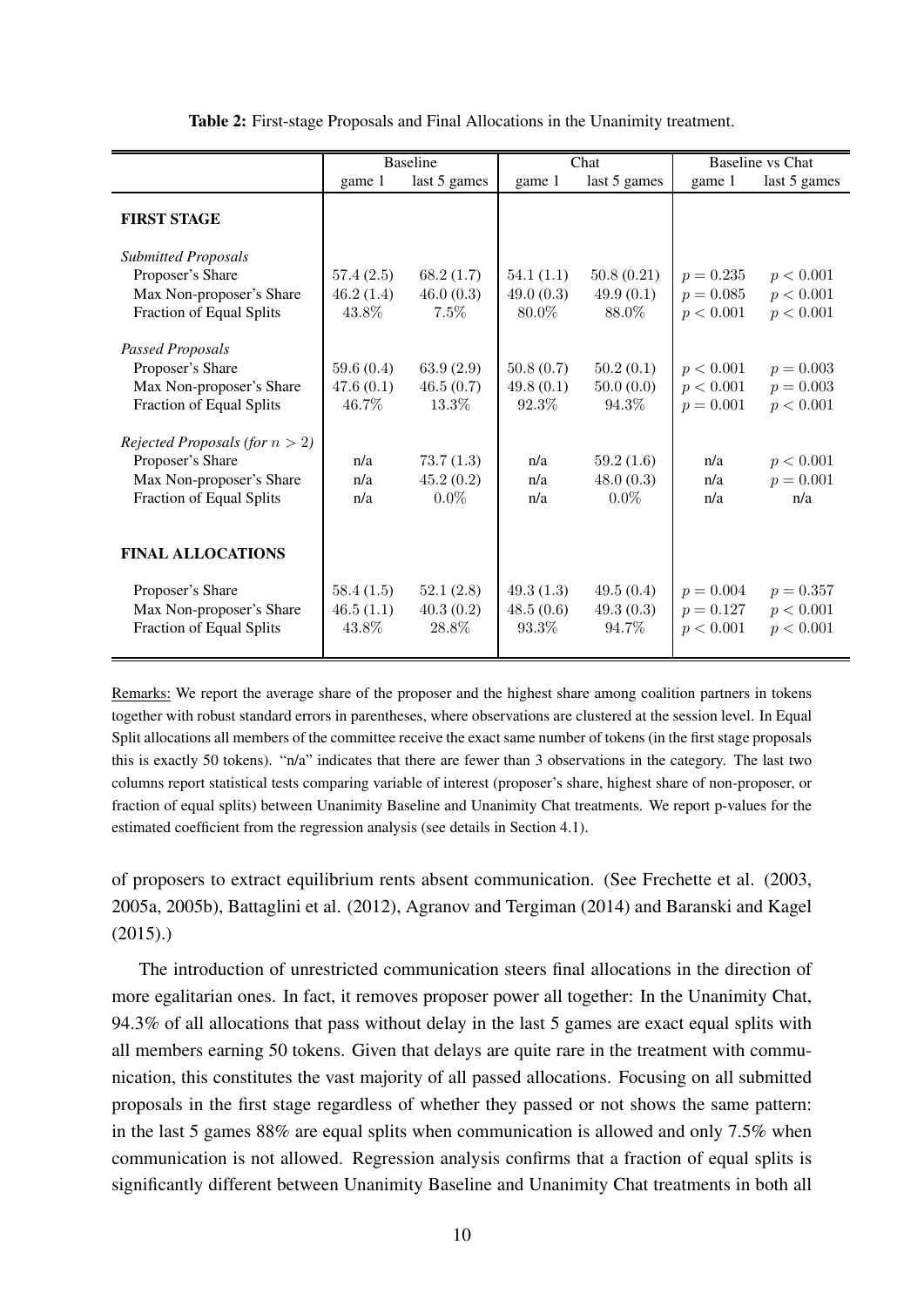**Table 2:** First-stage Proposals and Final Allocations in the Unanimity treatment.

| | Baseline | | Chat | | Baseline vs Chat | |
|---|---|---|---|---|---|---|
| | game 1 | last 5 games | game 1 | last 5 games | game 1 | last 5 games |
| **FIRST STAGE** | | | | | | |
| *Submitted Proposals* | | | | | | |
| Proposer's Share | 57.4 (2.5) | 68.2 (1.7) | 54.1 (1.1) | 50.8 (0.21) | $p = 0.235$ | $p < 0.001$ |
| Max Non-proposer's Share | 46.2 (1.4) | 46.0 (0.3) | 49.0 (0.3) | 49.9 (0.1) | $p = 0.085$ | $p < 0.001$ |
| Fraction of Equal Splits | 43.8% | 7.5% | 80.0% | 88.0% | $p < 0.001$ | $p < 0.001$ |
| *Passed Proposals* | | | | | | |
| Proposer's Share | 59.6 (0.4) | 63.9 (2.9) | 50.8 (0.7) | 50.2 (0.1) | $p < 0.001$ | $p = 0.003$ |
| Max Non-proposer's Share | 47.6 (0.1) | 46.5 (0.7) | 49.8 (0.1) | 50.0 (0.0) | $p < 0.001$ | $p = 0.003$ |
| Fraction of Equal Splits | 46.7% | 13.3% | 92.3% | 94.3% | $p = 0.001$ | $p < 0.001$ |
| *Rejected Proposals (for $n > 2$)* | | | | | | |
| Proposer's Share | n/a | 73.7 (1.3) | n/a | 59.2 (1.6) | n/a | $p < 0.001$ |
| Max Non-proposer's Share | n/a | 45.2 (0.2) | n/a | 48.0 (0.3) | n/a | $p = 0.001$ |
| Fraction of Equal Splits | n/a | 0.0% | n/a | 0.0% | n/a | n/a |
| **FINAL ALLOCATIONS** | | | | | | |
| Proposer's Share | 58.4 (1.5) | 52.1 (2.8) | 49.3 (1.3) | 49.5 (0.4) | $p = 0.004$ | $p = 0.357$ |
| Max Non-proposer's Share | 46.5 (1.1) | 40.3 (0.2) | 48.5 (0.6) | 49.3 (0.3) | $p = 0.127$ | $p < 0.001$ |
| Fraction of Equal Splits | 43.8% | 28.8% | 93.3% | 94.7% | $p < 0.001$ | $p < 0.001$ |

Remarks: We report the average share of the proposer and the highest share among coalition partners in tokens together with robust standard errors in parentheses, where observations are clustered at the session level. In Equal Split allocations all members of the committee receive the exact same number of tokens (in the first stage proposals this is exactly 50 tokens). "n/a" indicates that there are fewer than 3 observations in the category. The last two columns report statistical tests comparing variable of interest (proposer's share, highest share of non-proposer, or fraction of equal splits) between Unanimity Baseline and Unanimity Chat treatments. We report p-values for the estimated coefficient from the regression analysis (see details in Section 4.1).

of proposers to extract equilibrium rents absent communication. (See Frechette et al. (2003, 2005a, 2005b), Battaglini et al. (2012), Agranov and Tergiman (2014) and Baranski and Kagel (2015).)

The introduction of unrestricted communication steers final allocations in the direction of more egalitarian ones. In fact, it removes proposer power all together: In the Unanimity Chat, 94.3% of all allocations that pass without delay in the last 5 games are exact equal splits with all members earning 50 tokens. Given that delays are quite rare in the treatment with communication, this constitutes the vast majority of all passed allocations. Focusing on all submitted proposals in the first stage regardless of whether they passed or not shows the same pattern: in the last 5 games 88% are equal splits when communication is allowed and only 7.5% when communication is not allowed. Regression analysis confirms that a fraction of equal splits is significantly different between Unanimity Baseline and Unanimity Chat treatments in both all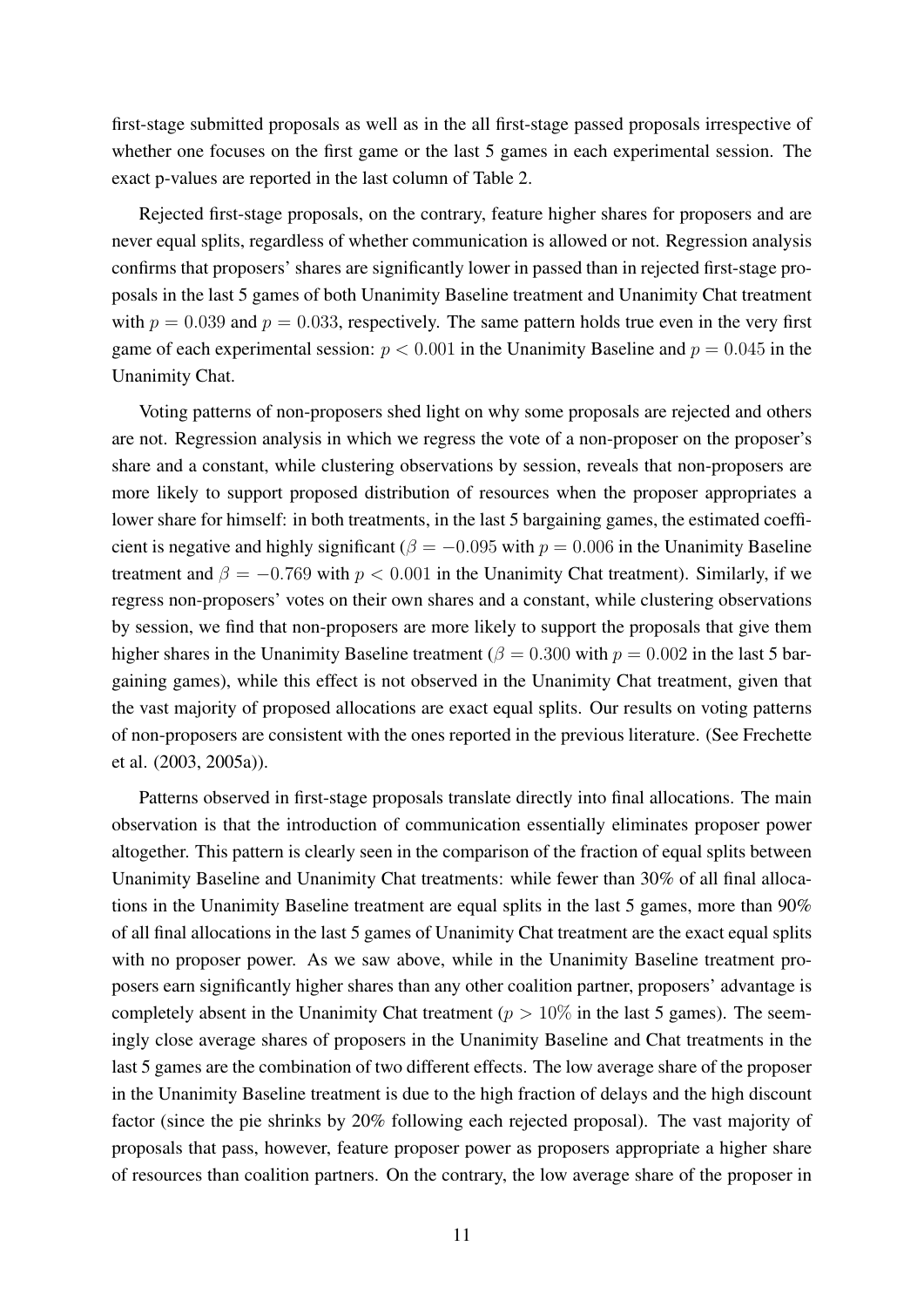first-stage submitted proposals as well as in the all first-stage passed proposals irrespective of whether one focuses on the first game or the last 5 games in each experimental session. The exact p-values are reported in the last column of Table 2.

Rejected first-stage proposals, on the contrary, feature higher shares for proposers and are never equal splits, regardless of whether communication is allowed or not. Regression analysis confirms that proposers' shares are significantly lower in passed than in rejected first-stage proposals in the last 5 games of both Unanimity Baseline treatment and Unanimity Chat treatment with $p = 0.039$ and $p = 0.033$, respectively. The same pattern holds true even in the very first game of each experimental session: $p < 0.001$ in the Unanimity Baseline and $p = 0.045$ in the Unanimity Chat.

Voting patterns of non-proposers shed light on why some proposals are rejected and others are not. Regression analysis in which we regress the vote of a non-proposer on the proposer's share and a constant, while clustering observations by session, reveals that non-proposers are more likely to support proposed distribution of resources when the proposer appropriates a lower share for himself: in both treatments, in the last 5 bargaining games, the estimated coefficient is negative and highly significant ($\beta = -0.095$ with $p = 0.006$ in the Unanimity Baseline treatment and $\beta = -0.769$ with $p < 0.001$ in the Unanimity Chat treatment). Similarly, if we regress non-proposers' votes on their own shares and a constant, while clustering observations by session, we find that non-proposers are more likely to support the proposals that give them higher shares in the Unanimity Baseline treatment ($\beta = 0.300$ with $p = 0.002$ in the last 5 bargaining games), while this effect is not observed in the Unanimity Chat treatment, given that the vast majority of proposed allocations are exact equal splits. Our results on voting patterns of non-proposers are consistent with the ones reported in the previous literature. (See Frechette et al. (2003, 2005a)).

Patterns observed in first-stage proposals translate directly into final allocations. The main observation is that the introduction of communication essentially eliminates proposer power altogether. This pattern is clearly seen in the comparison of the fraction of equal splits between Unanimity Baseline and Unanimity Chat treatments: while fewer than 30% of all final allocations in the Unanimity Baseline treatment are equal splits in the last 5 games, more than 90% of all final allocations in the last 5 games of Unanimity Chat treatment are the exact equal splits with no proposer power. As we saw above, while in the Unanimity Baseline treatment proposers earn significantly higher shares than any other coalition partner, proposers' advantage is completely absent in the Unanimity Chat treatment ($p > 10\%$ in the last 5 games). The seemingly close average shares of proposers in the Unanimity Baseline and Chat treatments in the last 5 games are the combination of two different effects. The low average share of the proposer in the Unanimity Baseline treatment is due to the high fraction of delays and the high discount factor (since the pie shrinks by 20% following each rejected proposal). The vast majority of proposals that pass, however, feature proposer power as proposers appropriate a higher share of resources than coalition partners. On the contrary, the low average share of the proposer in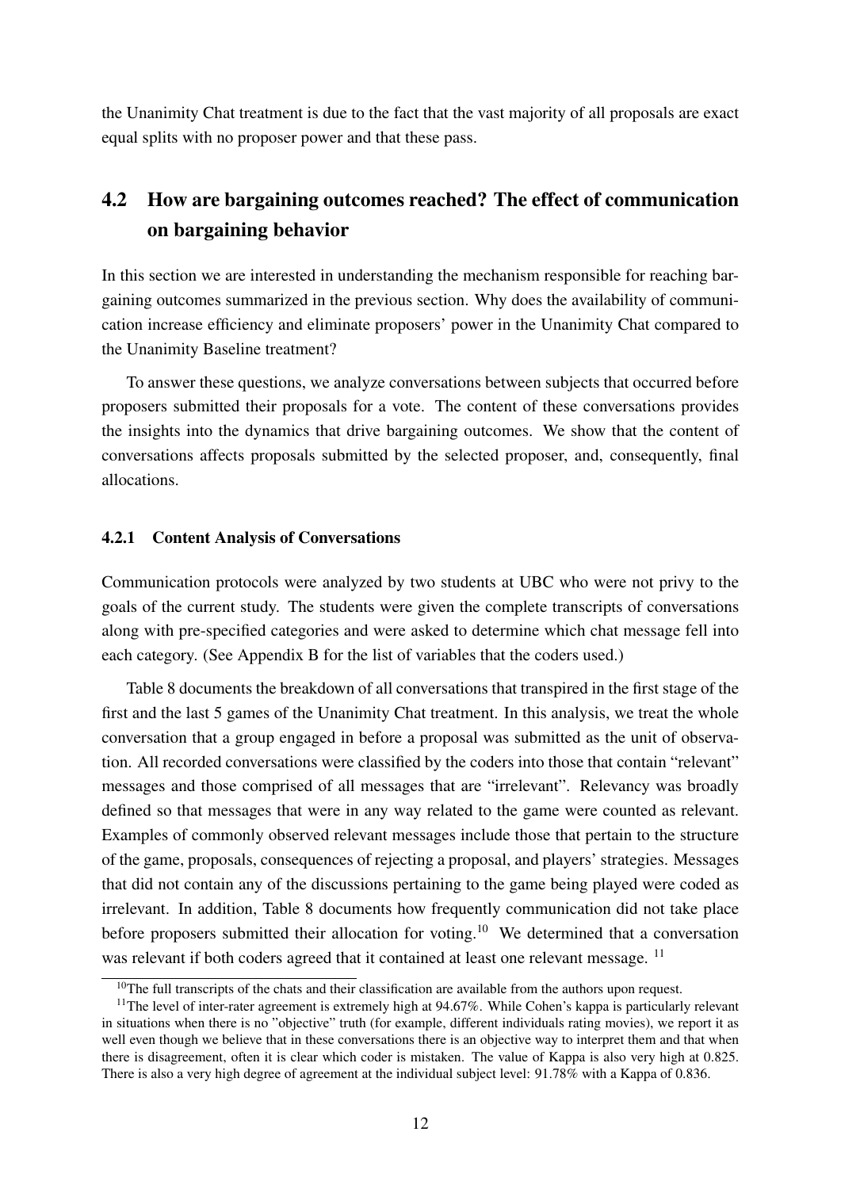the Unanimity Chat treatment is due to the fact that the vast majority of all proposals are exact equal splits with no proposer power and that these pass.

## 4.2 How are bargaining outcomes reached? The effect of communication on bargaining behavior

In this section we are interested in understanding the mechanism responsible for reaching bargaining outcomes summarized in the previous section. Why does the availability of communication increase efficiency and eliminate proposers' power in the Unanimity Chat compared to the Unanimity Baseline treatment?

To answer these questions, we analyze conversations between subjects that occurred before proposers submitted their proposals for a vote. The content of these conversations provides the insights into the dynamics that drive bargaining outcomes. We show that the content of conversations affects proposals submitted by the selected proposer, and, consequently, final allocations.

### 4.2.1 Content Analysis of Conversations

Communication protocols were analyzed by two students at UBC who were not privy to the goals of the current study. The students were given the complete transcripts of conversations along with pre-specified categories and were asked to determine which chat message fell into each category. (See Appendix B for the list of variables that the coders used.)

Table 8 documents the breakdown of all conversations that transpired in the first stage of the first and the last 5 games of the Unanimity Chat treatment. In this analysis, we treat the whole conversation that a group engaged in before a proposal was submitted as the unit of observation. All recorded conversations were classified by the coders into those that contain "relevant" messages and those comprised of all messages that are "irrelevant". Relevancy was broadly defined so that messages that were in any way related to the game were counted as relevant. Examples of commonly observed relevant messages include those that pertain to the structure of the game, proposals, consequences of rejecting a proposal, and players' strategies. Messages that did not contain any of the discussions pertaining to the game being played were coded as irrelevant. In addition, Table 8 documents how frequently communication did not take place before proposers submitted their allocation for voting.[10] We determined that a conversation was relevant if both coders agreed that it contained at least one relevant message. [11]

---

[10] The full transcripts of the chats and their classification are available from the authors upon request.

[11] The level of inter-rater agreement is extremely high at 94.67%. While Cohen's kappa is particularly relevant in situations when there is no "objective" truth (for example, different individuals rating movies), we report it as well even though we believe that in these conversations there is an objective way to interpret them and that when there is disagreement, often it is clear which coder is mistaken. The value of Kappa is also very high at 0.825. There is also a very high degree of agreement at the individual subject level: 91.78% with a Kappa of 0.836.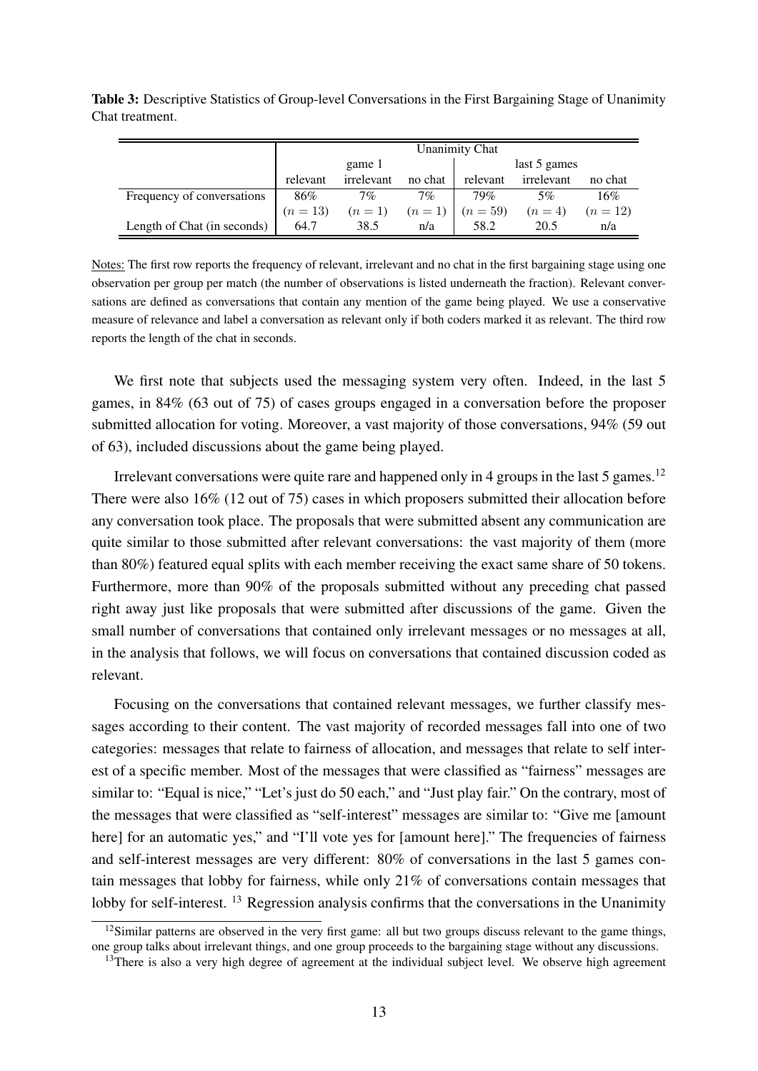**Table 3:** Descriptive Statistics of Group-level Conversations in the First Bargaining Stage of Unanimity Chat treatment.

| | Unanimity Chat | | | | | |
|---|---|---|---|---|---|---|
| | game 1 | | | last 5 games | | |
| | relevant | irrelevant | no chat | relevant | irrelevant | no chat |
| Frequency of conversations | 86% | 7% | 7% | 79% | 5% | 16% |
| | $(n = 13)$ | $(n = 1)$ | $(n = 1)$ | $(n = 59)$ | $(n = 4)$ | $(n = 12)$ |
| Length of Chat (in seconds) | 64.7 | 38.5 | n/a | 58.2 | 20.5 | n/a |

Notes: The first row reports the frequency of relevant, irrelevant and no chat in the first bargaining stage using one observation per group per match (the number of observations is listed underneath the fraction). Relevant conversations are defined as conversations that contain any mention of the game being played. We use a conservative measure of relevance and label a conversation as relevant only if both coders marked it as relevant. The third row reports the length of the chat in seconds.

We first note that subjects used the messaging system very often. Indeed, in the last 5 games, in 84% (63 out of 75) of cases groups engaged in a conversation before the proposer submitted allocation for voting. Moreover, a vast majority of those conversations, 94% (59 out of 63), included discussions about the game being played.

Irrelevant conversations were quite rare and happened only in 4 groups in the last 5 games.[12] There were also 16% (12 out of 75) cases in which proposers submitted their allocation before any conversation took place. The proposals that were submitted absent any communication are quite similar to those submitted after relevant conversations: the vast majority of them (more than 80%) featured equal splits with each member receiving the exact same share of 50 tokens. Furthermore, more than 90% of the proposals submitted without any preceding chat passed right away just like proposals that were submitted after discussions of the game. Given the small number of conversations that contained only irrelevant messages or no messages at all, in the analysis that follows, we will focus on conversations that contained discussion coded as relevant.

Focusing on the conversations that contained relevant messages, we further classify messages according to their content. The vast majority of recorded messages fall into one of two categories: messages that relate to fairness of allocation, and messages that relate to self interest of a specific member. Most of the messages that were classified as "fairness" messages are similar to: "Equal is nice," "Let's just do 50 each," and "Just play fair." On the contrary, most of the messages that were classified as "self-interest" messages are similar to: "Give me [amount here] for an automatic yes," and "I'll vote yes for [amount here]." The frequencies of fairness and self-interest messages are very different: 80% of conversations in the last 5 games contain messages that lobby for fairness, while only 21% of conversations contain messages that lobby for self-interest. [13] Regression analysis confirms that the conversations in the Unanimity

[12]Similar patterns are observed in the very first game: all but two groups discuss relevant to the game things, one group talks about irrelevant things, and one group proceeds to the bargaining stage without any discussions.

[13]There is also a very high degree of agreement at the individual subject level. We observe high agreement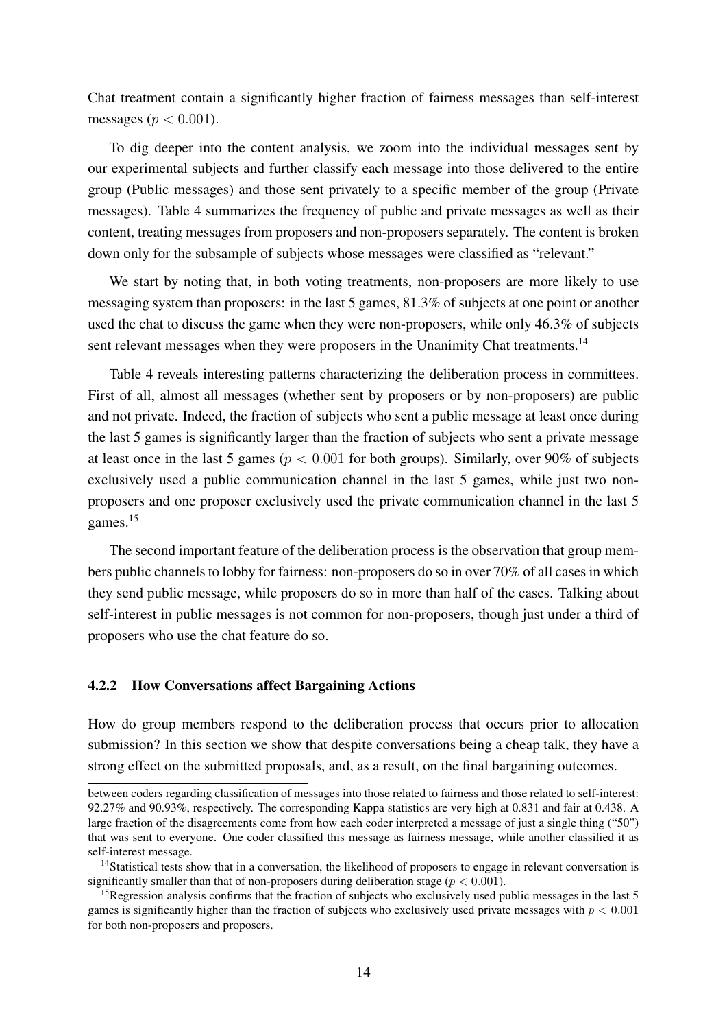Chat treatment contain a significantly higher fraction of fairness messages than self-interest messages ($p < 0.001$).

To dig deeper into the content analysis, we zoom into the individual messages sent by our experimental subjects and further classify each message into those delivered to the entire group (Public messages) and those sent privately to a specific member of the group (Private messages). Table 4 summarizes the frequency of public and private messages as well as their content, treating messages from proposers and non-proposers separately. The content is broken down only for the subsample of subjects whose messages were classified as "relevant."

We start by noting that, in both voting treatments, non-proposers are more likely to use messaging system than proposers: in the last 5 games, 81.3% of subjects at one point or another used the chat to discuss the game when they were non-proposers, while only 46.3% of subjects sent relevant messages when they were proposers in the Unanimity Chat treatments.[14]

Table 4 reveals interesting patterns characterizing the deliberation process in committees. First of all, almost all messages (whether sent by proposers or by non-proposers) are public and not private. Indeed, the fraction of subjects who sent a public message at least once during the last 5 games is significantly larger than the fraction of subjects who sent a private message at least once in the last 5 games ($p < 0.001$ for both groups). Similarly, over 90% of subjects exclusively used a public communication channel in the last 5 games, while just two non-proposers and one proposer exclusively used the private communication channel in the last 5 games.[15]

The second important feature of the deliberation process is the observation that group members public channels to lobby for fairness: non-proposers do so in over 70% of all cases in which they send public message, while proposers do so in more than half of the cases. Talking about self-interest in public messages is not common for non-proposers, though just under a third of proposers who use the chat feature do so.

### 4.2.2 How Conversations affect Bargaining Actions

How do group members respond to the deliberation process that occurs prior to allocation submission? In this section we show that despite conversations being a cheap talk, they have a strong effect on the submitted proposals, and, as a result, on the final bargaining outcomes.

between coders regarding classification of messages into those related to fairness and those related to self-interest: 92.27% and 90.93%, respectively. The corresponding Kappa statistics are very high at 0.831 and fair at 0.438. A large fraction of the disagreements come from how each coder interpreted a message of just a single thing ("50") that was sent to everyone. One coder classified this message as fairness message, while another classified it as self-interest message.

[14]Statistical tests show that in a conversation, the likelihood of proposers to engage in relevant conversation is significantly smaller than that of non-proposers during deliberation stage ($p < 0.001$).

[15]Regression analysis confirms that the fraction of subjects who exclusively used public messages in the last 5 games is significantly higher than the fraction of subjects who exclusively used private messages with $p < 0.001$ for both non-proposers and proposers.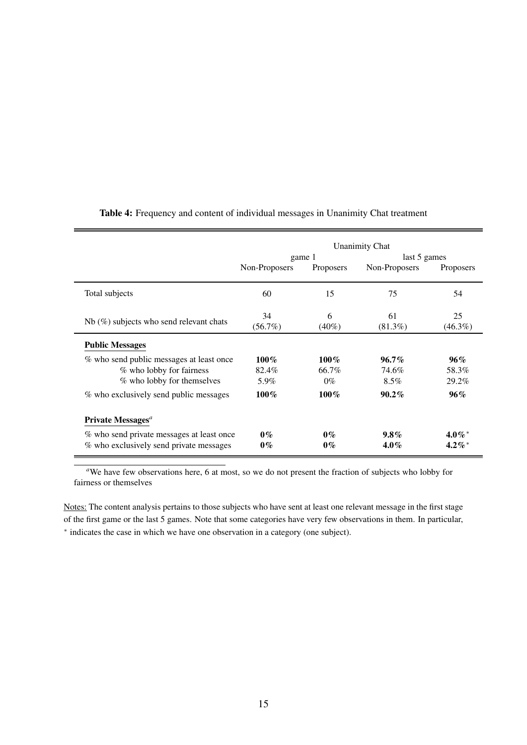**Table 4:** Frequency and content of individual messages in Unanimity Chat treatment

| | Unanimity Chat | | | |
|---|---|---|---|---|
| | game 1 | | last 5 games | |
| | Non-Proposers | Proposers | Non-Proposers | Proposers |
| Total subjects | 60 | 15 | 75 | 54 |
| Nb (%) subjects who send relevant chats | 34 (56.7%) | 6 (40%) | 61 (81.3%) | 25 (46.3%) |
| **Public Messages** | | | | |
| % who send public messages at least once | **100%** | **100%** | **96.7%** | **96%** |
| % who lobby for fairness | 82.4% | 66.7% | 74.6% | 58.3% |
| % who lobby for themselves | 5.9% | 0% | 8.5% | 29.2% |
| % who exclusively send public messages | **100%** | **100%** | **90.2%** | **96%** |
| **Private Messages**[a] | | | | |
| % who send private messages at least once | **0%** | **0%** | **9.8%** | **4.0%***|
| % who exclusively send private messages | **0%** | **0%** | **4.0%** | **4.2%*** |

[a]We have few observations here, 6 at most, so we do not present the fraction of subjects who lobby for fairness or themselves

Notes: The content analysis pertains to those subjects who have sent at least one relevant message in the first stage of the first game or the last 5 games. Note that some categories have very few observations in them. In particular, * indicates the case in which we have one observation in a category (one subject).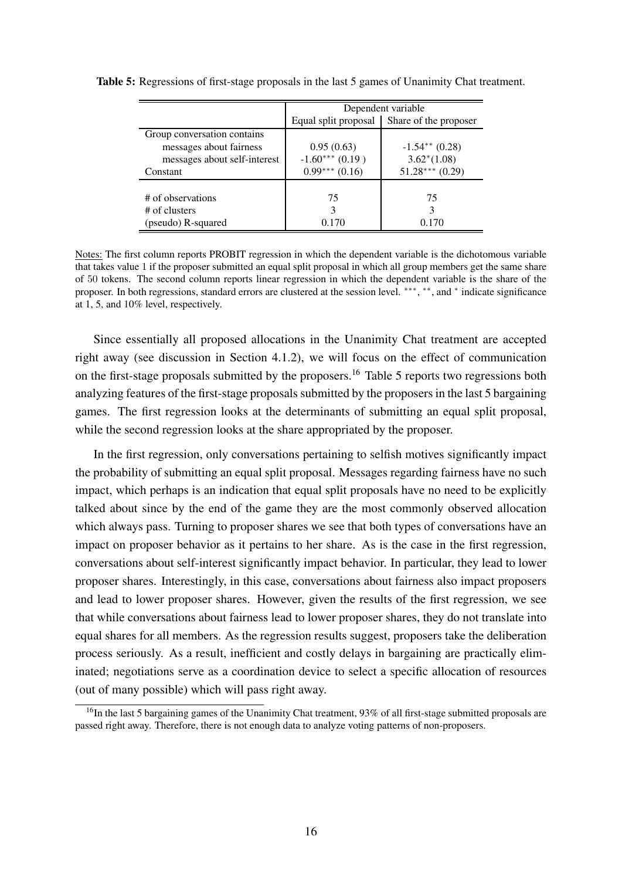**Table 5:** Regressions of first-stage proposals in the last 5 games of Unanimity Chat treatment.

| | Dependent variable | |
|---|---|---|
| | Equal split proposal | Share of the proposer |
| Group conversation contains | | |
| messages about fairness | 0.95 (0.63) | $-1.54^{**}$ (0.28) |
| messages about self-interest | $-1.60^{***}$ (0.19 ) | $3.62^{*}$(1.08) |
| Constant | $0.99^{***}$ (0.16) | $51.28^{***}$ (0.29) |
| # of observations | 75 | 75 |
| # of clusters | 3 | 3 |
| (pseudo) R-squared | 0.170 | 0.170 |

Notes: The first column reports PROBIT regression in which the dependent variable is the dichotomous variable that takes value 1 if the proposer submitted an equal split proposal in which all group members get the same share of 50 tokens. The second column reports linear regression in which the dependent variable is the share of the proposer. In both regressions, standard errors are clustered at the session level. $^{***}$, $^{**}$, and $^{*}$ indicate significance at 1, 5, and 10% level, respectively.

Since essentially all proposed allocations in the Unanimity Chat treatment are accepted right away (see discussion in Section 4.1.2), we will focus on the effect of communication on the first-stage proposals submitted by the proposers.[16] Table 5 reports two regressions both analyzing features of the first-stage proposals submitted by the proposers in the last 5 bargaining games. The first regression looks at the determinants of submitting an equal split proposal, while the second regression looks at the share appropriated by the proposer.

In the first regression, only conversations pertaining to selfish motives significantly impact the probability of submitting an equal split proposal. Messages regarding fairness have no such impact, which perhaps is an indication that equal split proposals have no need to be explicitly talked about since by the end of the game they are the most commonly observed allocation which always pass. Turning to proposer shares we see that both types of conversations have an impact on proposer behavior as it pertains to her share. As is the case in the first regression, conversations about self-interest significantly impact behavior. In particular, they lead to lower proposer shares. Interestingly, in this case, conversations about fairness also impact proposers and lead to lower proposer shares. However, given the results of the first regression, we see that while conversations about fairness lead to lower proposer shares, they do not translate into equal shares for all members. As the regression results suggest, proposers take the deliberation process seriously. As a result, inefficient and costly delays in bargaining are practically eliminated; negotiations serve as a coordination device to select a specific allocation of resources (out of many possible) which will pass right away.

[16]In the last 5 bargaining games of the Unanimity Chat treatment, 93% of all first-stage submitted proposals are passed right away. Therefore, there is not enough data to analyze voting patterns of non-proposers.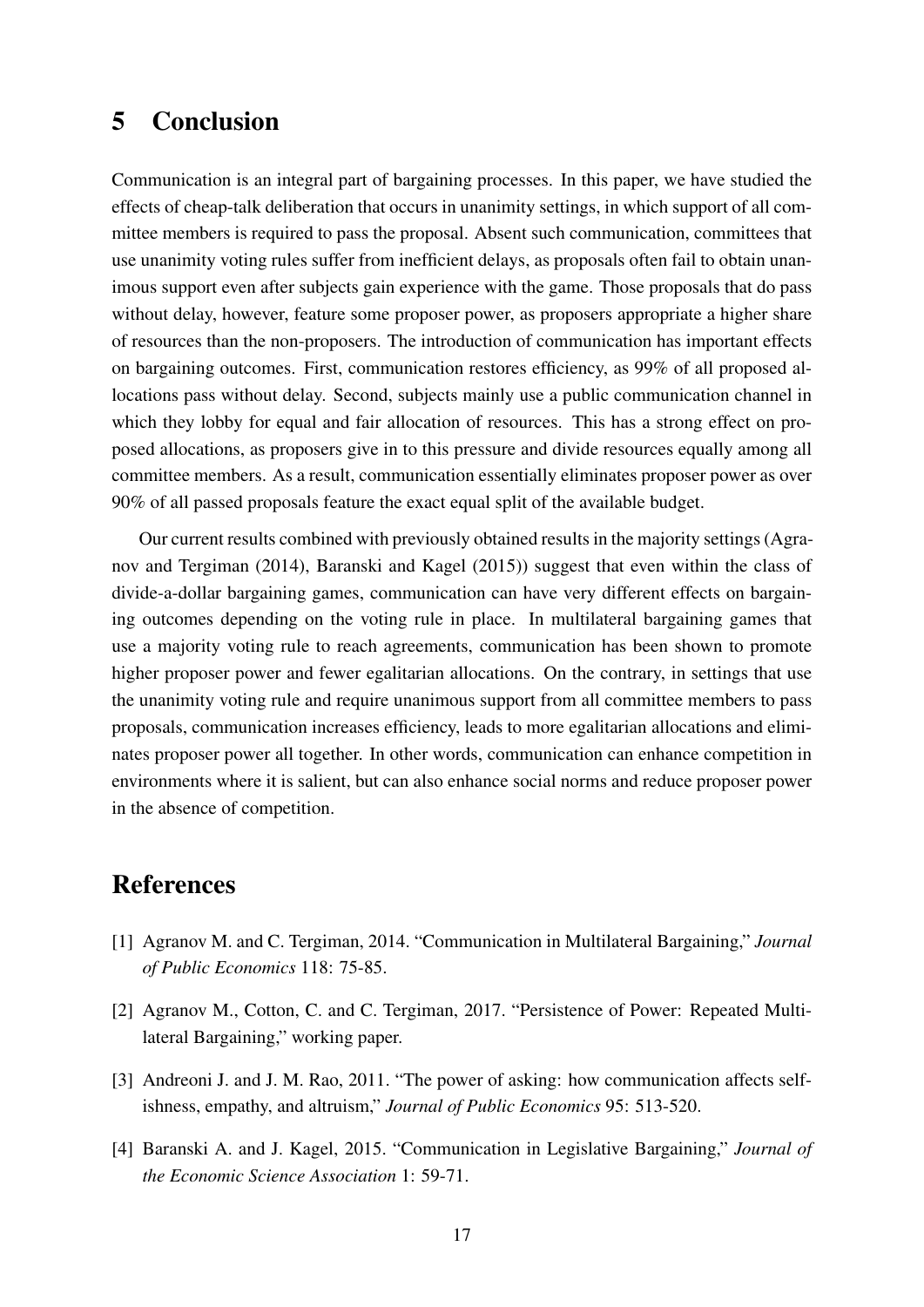# 5 Conclusion

Communication is an integral part of bargaining processes. In this paper, we have studied the effects of cheap-talk deliberation that occurs in unanimity settings, in which support of all committee members is required to pass the proposal. Absent such communication, committees that use unanimity voting rules suffer from inefficient delays, as proposals often fail to obtain unanimous support even after subjects gain experience with the game. Those proposals that do pass without delay, however, feature some proposer power, as proposers appropriate a higher share of resources than the non-proposers. The introduction of communication has important effects on bargaining outcomes. First, communication restores efficiency, as 99% of all proposed allocations pass without delay. Second, subjects mainly use a public communication channel in which they lobby for equal and fair allocation of resources. This has a strong effect on proposed allocations, as proposers give in to this pressure and divide resources equally among all committee members. As a result, communication essentially eliminates proposer power as over 90% of all passed proposals feature the exact equal split of the available budget.

Our current results combined with previously obtained results in the majority settings (Agranov and Tergiman (2014), Baranski and Kagel (2015)) suggest that even within the class of divide-a-dollar bargaining games, communication can have very different effects on bargaining outcomes depending on the voting rule in place. In multilateral bargaining games that use a majority voting rule to reach agreements, communication has been shown to promote higher proposer power and fewer egalitarian allocations. On the contrary, in settings that use the unanimity voting rule and require unanimous support from all committee members to pass proposals, communication increases efficiency, leads to more egalitarian allocations and eliminates proposer power all together. In other words, communication can enhance competition in environments where it is salient, but can also enhance social norms and reduce proposer power in the absence of competition.

# References

[1] Agranov M. and C. Tergiman, 2014. "Communication in Multilateral Bargaining," *Journal of Public Economics* 118: 75-85.

[2] Agranov M., Cotton, C. and C. Tergiman, 2017. "Persistence of Power: Repeated Multilateral Bargaining," working paper.

[3] Andreoni J. and J. M. Rao, 2011. "The power of asking: how communication affects selfishness, empathy, and altruism," *Journal of Public Economics* 95: 513-520.

[4] Baranski A. and J. Kagel, 2015. "Communication in Legislative Bargaining," *Journal of the Economic Science Association* 1: 59-71.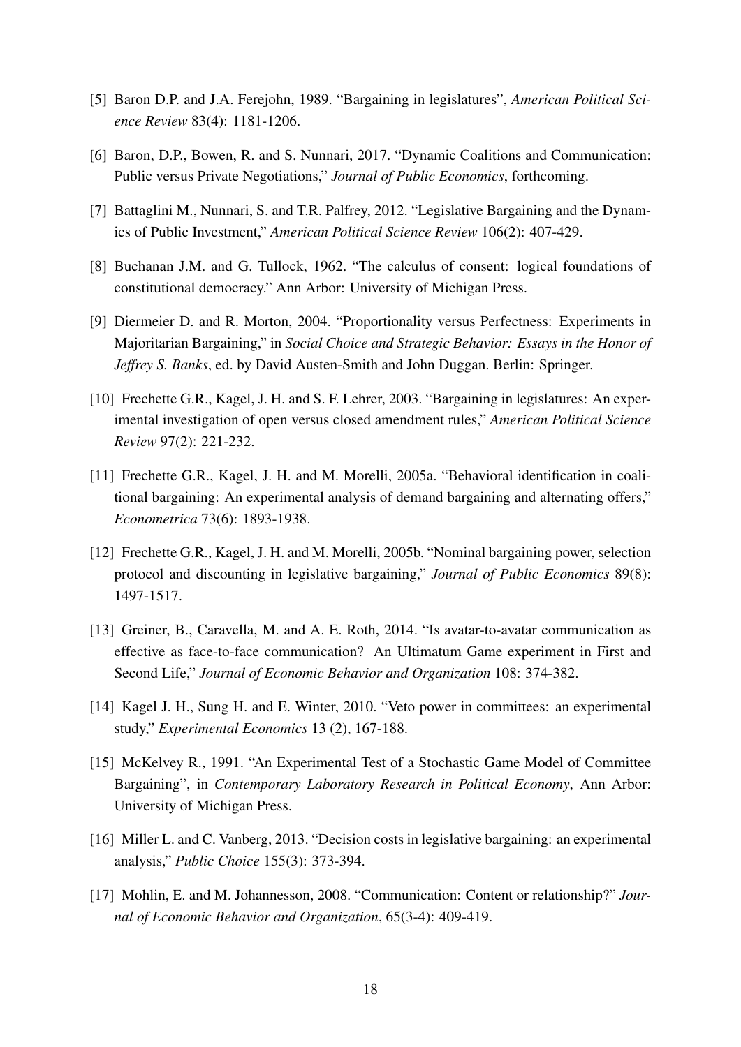[5] Baron D.P. and J.A. Ferejohn, 1989. "Bargaining in legislatures", *American Political Science Review* 83(4): 1181-1206.

[6] Baron, D.P., Bowen, R. and S. Nunnari, 2017. "Dynamic Coalitions and Communication: Public versus Private Negotiations," *Journal of Public Economics*, forthcoming.

[7] Battaglini M., Nunnari, S. and T.R. Palfrey, 2012. "Legislative Bargaining and the Dynamics of Public Investment," *American Political Science Review* 106(2): 407-429.

[8] Buchanan J.M. and G. Tullock, 1962. "The calculus of consent: logical foundations of constitutional democracy." Ann Arbor: University of Michigan Press.

[9] Diermeier D. and R. Morton, 2004. "Proportionality versus Perfectness: Experiments in Majoritarian Bargaining," in *Social Choice and Strategic Behavior: Essays in the Honor of Jeffrey S. Banks*, ed. by David Austen-Smith and John Duggan. Berlin: Springer.

[10] Frechette G.R., Kagel, J. H. and S. F. Lehrer, 2003. "Bargaining in legislatures: An experimental investigation of open versus closed amendment rules," *American Political Science Review* 97(2): 221-232.

[11] Frechette G.R., Kagel, J. H. and M. Morelli, 2005a. "Behavioral identification in coalitional bargaining: An experimental analysis of demand bargaining and alternating offers," *Econometrica* 73(6): 1893-1938.

[12] Frechette G.R., Kagel, J. H. and M. Morelli, 2005b. "Nominal bargaining power, selection protocol and discounting in legislative bargaining," *Journal of Public Economics* 89(8): 1497-1517.

[13] Greiner, B., Caravella, M. and A. E. Roth, 2014. "Is avatar-to-avatar communication as effective as face-to-face communication? An Ultimatum Game experiment in First and Second Life," *Journal of Economic Behavior and Organization* 108: 374-382.

[14] Kagel J. H., Sung H. and E. Winter, 2010. "Veto power in committees: an experimental study," *Experimental Economics* 13 (2), 167-188.

[15] McKelvey R., 1991. "An Experimental Test of a Stochastic Game Model of Committee Bargaining", in *Contemporary Laboratory Research in Political Economy*, Ann Arbor: University of Michigan Press.

[16] Miller L. and C. Vanberg, 2013. "Decision costs in legislative bargaining: an experimental analysis," *Public Choice* 155(3): 373-394.

[17] Mohlin, E. and M. Johannesson, 2008. "Communication: Content or relationship?" *Journal of Economic Behavior and Organization*, 65(3-4): 409-419.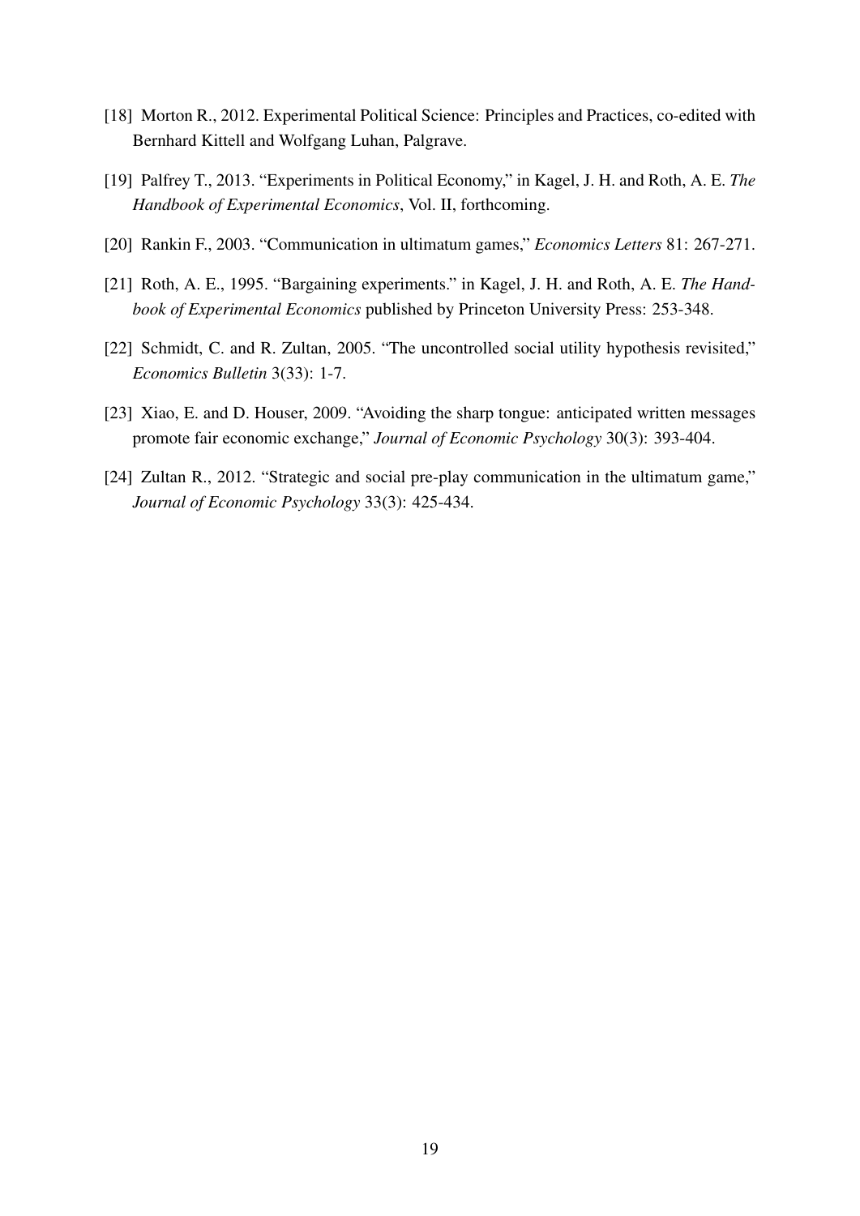[18] Morton R., 2012. Experimental Political Science: Principles and Practices, co-edited with Bernhard Kittell and Wolfgang Luhan, Palgrave.

[19] Palfrey T., 2013. "Experiments in Political Economy," in Kagel, J. H. and Roth, A. E. *The Handbook of Experimental Economics*, Vol. II, forthcoming.

[20] Rankin F., 2003. "Communication in ultimatum games," *Economics Letters* 81: 267-271.

[21] Roth, A. E., 1995. "Bargaining experiments." in Kagel, J. H. and Roth, A. E. *The Handbook of Experimental Economics* published by Princeton University Press: 253-348.

[22] Schmidt, C. and R. Zultan, 2005. "The uncontrolled social utility hypothesis revisited," *Economics Bulletin* 3(33): 1-7.

[23] Xiao, E. and D. Houser, 2009. "Avoiding the sharp tongue: anticipated written messages promote fair economic exchange," *Journal of Economic Psychology* 30(3): 393-404.

[24] Zultan R., 2012. "Strategic and social pre-play communication in the ultimatum game," *Journal of Economic Psychology* 33(3): 425-434.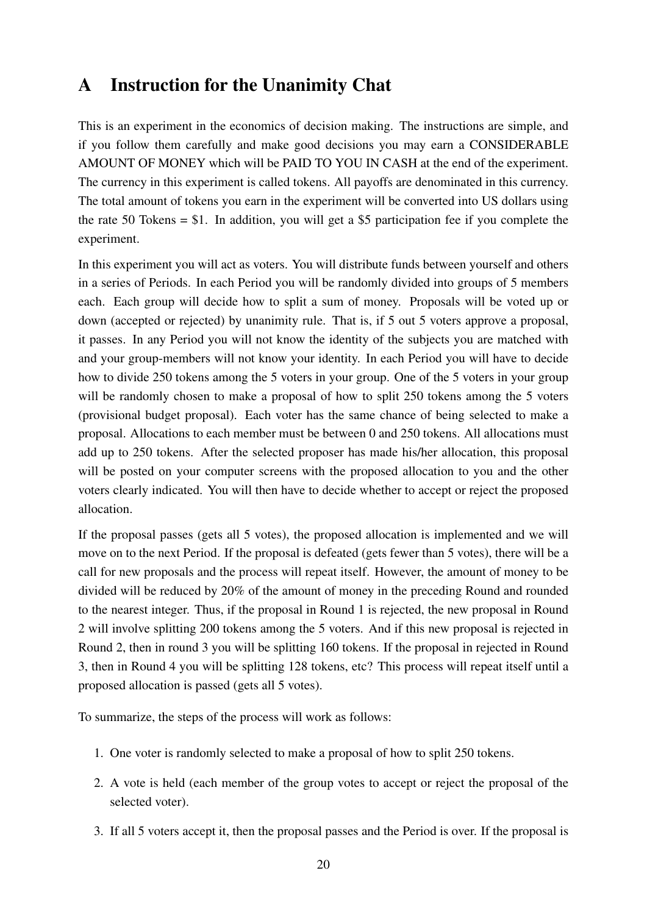# A Instruction for the Unanimity Chat

This is an experiment in the economics of decision making. The instructions are simple, and if you follow them carefully and make good decisions you may earn a CONSIDERABLE AMOUNT OF MONEY which will be PAID TO YOU IN CASH at the end of the experiment. The currency in this experiment is called tokens. All payoffs are denominated in this currency. The total amount of tokens you earn in the experiment will be converted into US dollars using the rate 50 Tokens = $1. In addition, you will get a $5 participation fee if you complete the experiment.

In this experiment you will act as voters. You will distribute funds between yourself and others in a series of Periods. In each Period you will be randomly divided into groups of 5 members each. Each group will decide how to split a sum of money. Proposals will be voted up or down (accepted or rejected) by unanimity rule. That is, if 5 out 5 voters approve a proposal, it passes. In any Period you will not know the identity of the subjects you are matched with and your group-members will not know your identity. In each Period you will have to decide how to divide 250 tokens among the 5 voters in your group. One of the 5 voters in your group will be randomly chosen to make a proposal of how to split 250 tokens among the 5 voters (provisional budget proposal). Each voter has the same chance of being selected to make a proposal. Allocations to each member must be between 0 and 250 tokens. All allocations must add up to 250 tokens. After the selected proposer has made his/her allocation, this proposal will be posted on your computer screens with the proposed allocation to you and the other voters clearly indicated. You will then have to decide whether to accept or reject the proposed allocation.

If the proposal passes (gets all 5 votes), the proposed allocation is implemented and we will move on to the next Period. If the proposal is defeated (gets fewer than 5 votes), there will be a call for new proposals and the process will repeat itself. However, the amount of money to be divided will be reduced by 20% of the amount of money in the preceding Round and rounded to the nearest integer. Thus, if the proposal in Round 1 is rejected, the new proposal in Round 2 will involve splitting 200 tokens among the 5 voters. And if this new proposal is rejected in Round 2, then in round 3 you will be splitting 160 tokens. If the proposal in rejected in Round 3, then in Round 4 you will be splitting 128 tokens, etc? This process will repeat itself until a proposed allocation is passed (gets all 5 votes).

To summarize, the steps of the process will work as follows:

1. One voter is randomly selected to make a proposal of how to split 250 tokens.
2. A vote is held (each member of the group votes to accept or reject the proposal of the selected voter).
3. If all 5 voters accept it, then the proposal passes and the Period is over. If the proposal is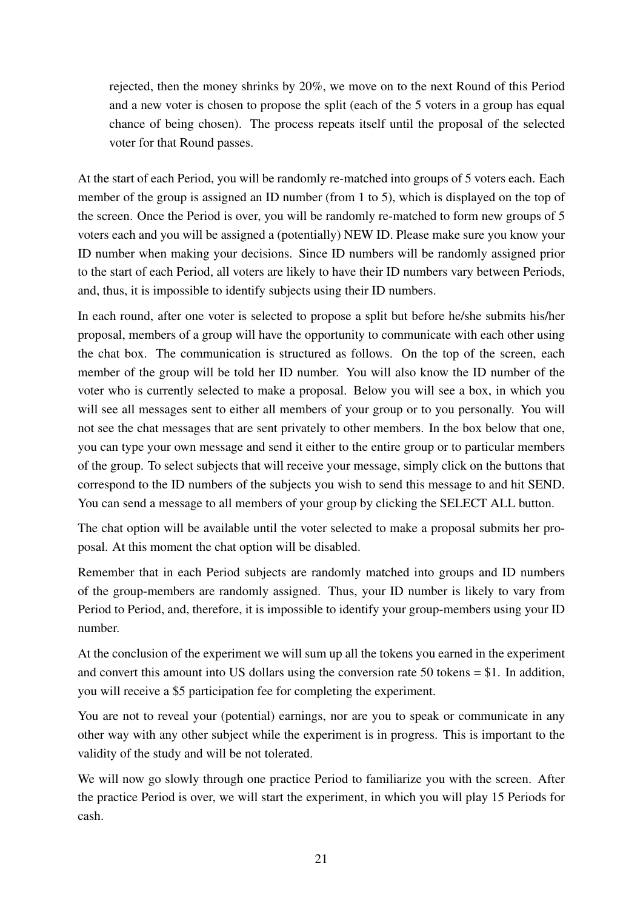rejected, then the money shrinks by 20%, we move on to the next Round of this Period and a new voter is chosen to propose the split (each of the 5 voters in a group has equal chance of being chosen). The process repeats itself until the proposal of the selected voter for that Round passes.

At the start of each Period, you will be randomly re-matched into groups of 5 voters each. Each member of the group is assigned an ID number (from 1 to 5), which is displayed on the top of the screen. Once the Period is over, you will be randomly re-matched to form new groups of 5 voters each and you will be assigned a (potentially) NEW ID. Please make sure you know your ID number when making your decisions. Since ID numbers will be randomly assigned prior to the start of each Period, all voters are likely to have their ID numbers vary between Periods, and, thus, it is impossible to identify subjects using their ID numbers.

In each round, after one voter is selected to propose a split but before he/she submits his/her proposal, members of a group will have the opportunity to communicate with each other using the chat box. The communication is structured as follows. On the top of the screen, each member of the group will be told her ID number. You will also know the ID number of the voter who is currently selected to make a proposal. Below you will see a box, in which you will see all messages sent to either all members of your group or to you personally. You will not see the chat messages that are sent privately to other members. In the box below that one, you can type your own message and send it either to the entire group or to particular members of the group. To select subjects that will receive your message, simply click on the buttons that correspond to the ID numbers of the subjects you wish to send this message to and hit SEND. You can send a message to all members of your group by clicking the SELECT ALL button.

The chat option will be available until the voter selected to make a proposal submits her proposal. At this moment the chat option will be disabled.

Remember that in each Period subjects are randomly matched into groups and ID numbers of the group-members are randomly assigned. Thus, your ID number is likely to vary from Period to Period, and, therefore, it is impossible to identify your group-members using your ID number.

At the conclusion of the experiment we will sum up all the tokens you earned in the experiment and convert this amount into US dollars using the conversion rate 50 tokens = $1. In addition, you will receive a $5 participation fee for completing the experiment.

You are not to reveal your (potential) earnings, nor are you to speak or communicate in any other way with any other subject while the experiment is in progress. This is important to the validity of the study and will be not tolerated.

We will now go slowly through one practice Period to familiarize you with the screen. After the practice Period is over, we will start the experiment, in which you will play 15 Periods for cash.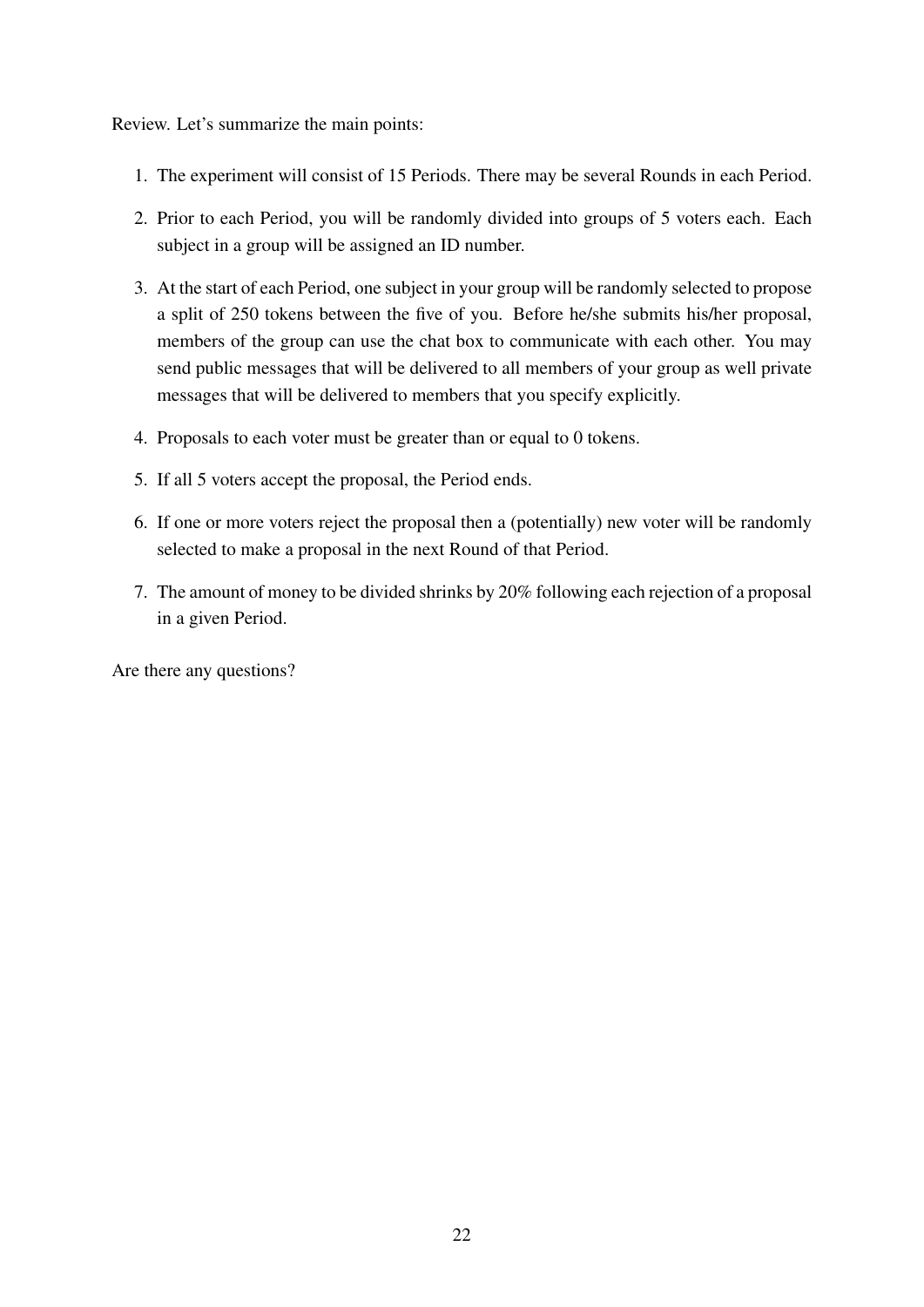Review. Let's summarize the main points:

1. The experiment will consist of 15 Periods. There may be several Rounds in each Period.
2. Prior to each Period, you will be randomly divided into groups of 5 voters each. Each subject in a group will be assigned an ID number.
3. At the start of each Period, one subject in your group will be randomly selected to propose a split of 250 tokens between the five of you. Before he/she submits his/her proposal, members of the group can use the chat box to communicate with each other. You may send public messages that will be delivered to all members of your group as well private messages that will be delivered to members that you specify explicitly.
4. Proposals to each voter must be greater than or equal to 0 tokens.
5. If all 5 voters accept the proposal, the Period ends.
6. If one or more voters reject the proposal then a (potentially) new voter will be randomly selected to make a proposal in the next Round of that Period.
7. The amount of money to be divided shrinks by 20% following each rejection of a proposal in a given Period.

Are there any questions?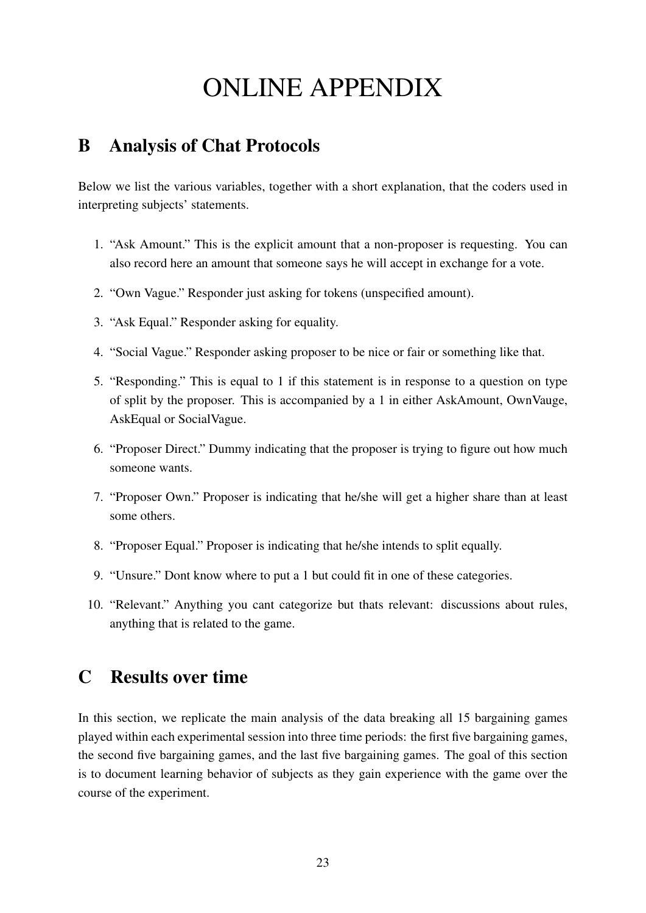# ONLINE APPENDIX

## B Analysis of Chat Protocols

Below we list the various variables, together with a short explanation, that the coders used in interpreting subjects' statements.

1. "Ask Amount." This is the explicit amount that a non-proposer is requesting. You can also record here an amount that someone says he will accept in exchange for a vote.
2. "Own Vague." Responder just asking for tokens (unspecified amount).
3. "Ask Equal." Responder asking for equality.
4. "Social Vague." Responder asking proposer to be nice or fair or something like that.
5. "Responding." This is equal to 1 if this statement is in response to a question on type of split by the proposer. This is accompanied by a 1 in either AskAmount, OwnVauge, AskEqual or SocialVague.
6. "Proposer Direct." Dummy indicating that the proposer is trying to figure out how much someone wants.
7. "Proposer Own." Proposer is indicating that he/she will get a higher share than at least some others.
8. "Proposer Equal." Proposer is indicating that he/she intends to split equally.
9. "Unsure." Dont know where to put a 1 but could fit in one of these categories.
10. "Relevant." Anything you cant categorize but thats relevant: discussions about rules, anything that is related to the game.

## C Results over time

In this section, we replicate the main analysis of the data breaking all 15 bargaining games played within each experimental session into three time periods: the first five bargaining games, the second five bargaining games, and the last five bargaining games. The goal of this section is to document learning behavior of subjects as they gain experience with the game over the course of the experiment.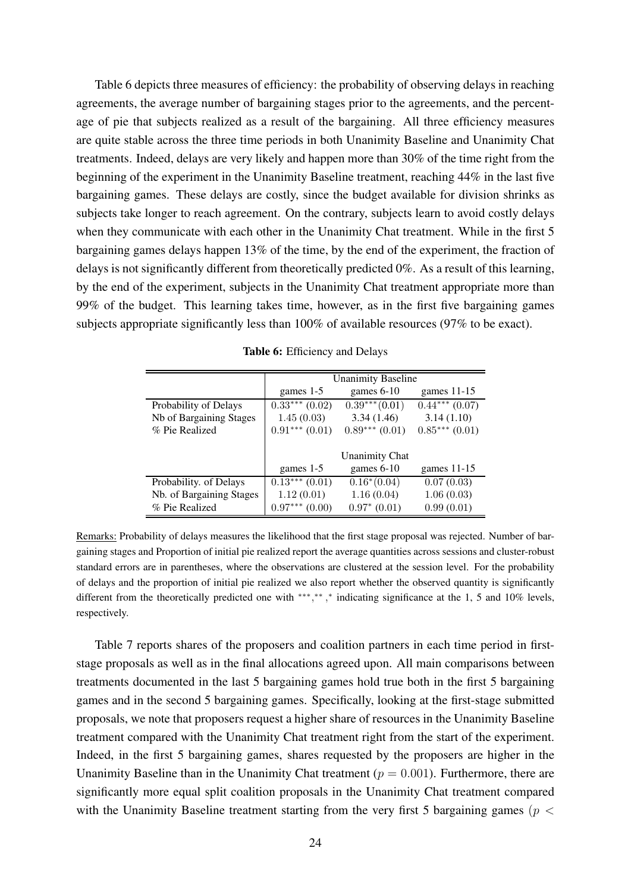Table 6 depicts three measures of efficiency: the probability of observing delays in reaching agreements, the average number of bargaining stages prior to the agreements, and the percentage of pie that subjects realized as a result of the bargaining. All three efficiency measures are quite stable across the three time periods in both Unanimity Baseline and Unanimity Chat treatments. Indeed, delays are very likely and happen more than 30% of the time right from the beginning of the experiment in the Unanimity Baseline treatment, reaching 44% in the last five bargaining games. These delays are costly, since the budget available for division shrinks as subjects take longer to reach agreement. On the contrary, subjects learn to avoid costly delays when they communicate with each other in the Unanimity Chat treatment. While in the first 5 bargaining games delays happen 13% of the time, by the end of the experiment, the fraction of delays is not significantly different from theoretically predicted 0%. As a result of this learning, by the end of the experiment, subjects in the Unanimity Chat treatment appropriate more than 99% of the budget. This learning takes time, however, as in the first five bargaining games subjects appropriate significantly less than 100% of available resources (97% to be exact).

**Table 6:** Efficiency and Delays

| | Unanimity Baseline | | |
|---|---|---|---|
| | games 1-5 | games 6-10 | games 11-15 |
| Probability of Delays | $0.33^{***}$ (0.02) | $0.39^{***}$(0.01) | $0.44^{***}$ (0.07) |
| Nb of Bargaining Stages | 1.45 (0.03) | 3.34 (1.46) | 3.14 (1.10) |
| % Pie Realized | $0.91^{***}$ (0.01) | $0.89^{***}$ (0.01) | $0.85^{***}$ (0.01) |
| | **Unanimity Chat** | | |
| | games 1-5 | games 6-10 | games 11-15 |
| Probability. of Delays | $0.13^{***}$ (0.01) | $0.16^{*}$(0.04) | 0.07 (0.03) |
| Nb. of Bargaining Stages | 1.12 (0.01) | 1.16 (0.04) | 1.06 (0.03) |
| % Pie Realized | $0.97^{***}$ (0.00) | $0.97^{*}$ (0.01) | 0.99 (0.01) |

Remarks: Probability of delays measures the likelihood that the first stage proposal was rejected. Number of bargaining stages and Proportion of initial pie realized report the average quantities across sessions and cluster-robust standard errors are in parentheses, where the observations are clustered at the session level. For the probability of delays and the proportion of initial pie realized we also report whether the observed quantity is significantly different from the theoretically predicted one with $^{***}$,$^{**}$,$^{*}$ indicating significance at the 1, 5 and 10% levels, respectively.

Table 7 reports shares of the proposers and coalition partners in each time period in first-stage proposals as well as in the final allocations agreed upon. All main comparisons between treatments documented in the last 5 bargaining games hold true both in the first 5 bargaining games and in the second 5 bargaining games. Specifically, looking at the first-stage submitted proposals, we note that proposers request a higher share of resources in the Unanimity Baseline treatment compared with the Unanimity Chat treatment right from the start of the experiment. Indeed, in the first 5 bargaining games, shares requested by the proposers are higher in the Unanimity Baseline than in the Unanimity Chat treatment ($p = 0.001$). Furthermore, there are significantly more equal split coalition proposals in the Unanimity Chat treatment compared with the Unanimity Baseline treatment starting from the very first 5 bargaining games ($p <$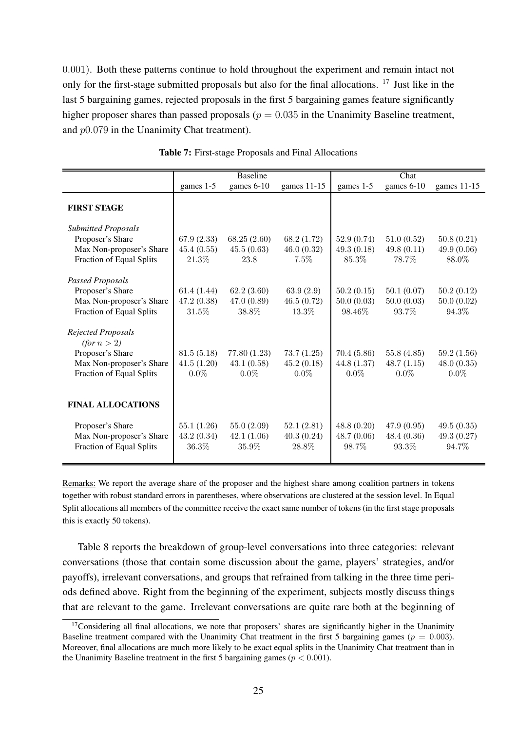$0.001$). Both these patterns continue to hold throughout the experiment and remain intact not only for the first-stage submitted proposals but also for the final allocations. [17] Just like in the last 5 bargaining games, rejected proposals in the first 5 bargaining games feature significantly higher proposer shares than passed proposals ($p = 0.035$ in the Unanimity Baseline treatment, and $p0.079$ in the Unanimity Chat treatment).

**Table 7:** First-stage Proposals and Final Allocations

| | Baseline | | | Chat | | |
|---|---|---|---|---|---|---|
| | games 1-5 | games 6-10 | games 11-15 | games 1-5 | games 6-10 | games 11-15 |
| **FIRST STAGE** | | | | | | |
| *Submitted Proposals* | | | | | | |
| Proposer's Share | 67.9 (2.33) | 68.25 (2.60) | 68.2 (1.72) | 52.9 (0.74) | 51.0 (0.52) | 50.8 (0.21) |
| Max Non-proposer's Share | 45.4 (0.55) | 45.5 (0.63) | 46.0 (0.32) | 49.3 (0.18) | 49.8 (0.11) | 49.9 (0.06) |
| Fraction of Equal Splits | 21.3% | 23.8 | 7.5% | 85.3% | 78.7% | 88.0% |
| *Passed Proposals* | | | | | | |
| Proposer's Share | 61.4 (1.44) | 62.2 (3.60) | 63.9 (2.9) | 50.2 (0.15) | 50.1 (0.07) | 50.2 (0.12) |
| Max Non-proposer's Share | 47.2 (0.38) | 47.0 (0.89) | 46.5 (0.72) | 50.0 (0.03) | 50.0 (0.03) | 50.0 (0.02) |
| Fraction of Equal Splits | 31.5% | 38.8% | 13.3% | 98.46% | 93.7% | 94.3% |
| *Rejected Proposals (for $n > 2$)* | | | | | | |
| Proposer's Share | 81.5 (5.18) | 77.80 (1.23) | 73.7 (1.25) | 70.4 (5.86) | 55.8 (4.85) | 59.2 (1.56) |
| Max Non-proposer's Share | 41.5 (1.20) | 43.1 (0.58) | 45.2 (0.18) | 44.8 (1.37) | 48.7 (1.15) | 48.0 (0.35) |
| Fraction of Equal Splits | 0.0% | 0.0% | 0.0% | 0.0% | 0.0% | 0.0% |
| **FINAL ALLOCATIONS** | | | | | | |
| Proposer's Share | 55.1 (1.26) | 55.0 (2.09) | 52.1 (2.81) | 48.8 (0.20) | 47.9 (0.95) | 49.5 (0.35) |
| Max Non-proposer's Share | 43.2 (0.34) | 42.1 (1.06) | 40.3 (0.24) | 48.7 (0.06) | 48.4 (0.36) | 49.3 (0.27) |
| Fraction of Equal Splits | 36.3% | 35.9% | 28.8% | 98.7% | 93.3% | 94.7% |

Remarks: We report the average share of the proposer and the highest share among coalition partners in tokens together with robust standard errors in parentheses, where observations are clustered at the session level. In Equal Split allocations all members of the committee receive the exact same number of tokens (in the first stage proposals this is exactly 50 tokens).

Table 8 reports the breakdown of group-level conversations into three categories: relevant conversations (those that contain some discussion about the game, players' strategies, and/or payoffs), irrelevant conversations, and groups that refrained from talking in the three time periods defined above. Right from the beginning of the experiment, subjects mostly discuss things that are relevant to the game. Irrelevant conversations are quite rare both at the beginning of

[17] Considering all final allocations, we note that proposers' shares are significantly higher in the Unanimity Baseline treatment compared with the Unanimity Chat treatment in the first 5 bargaining games ($p = 0.003$). Moreover, final allocations are much more likely to be exact equal splits in the Unanimity Chat treatment than in the Unanimity Baseline treatment in the first 5 bargaining games ($p < 0.001$).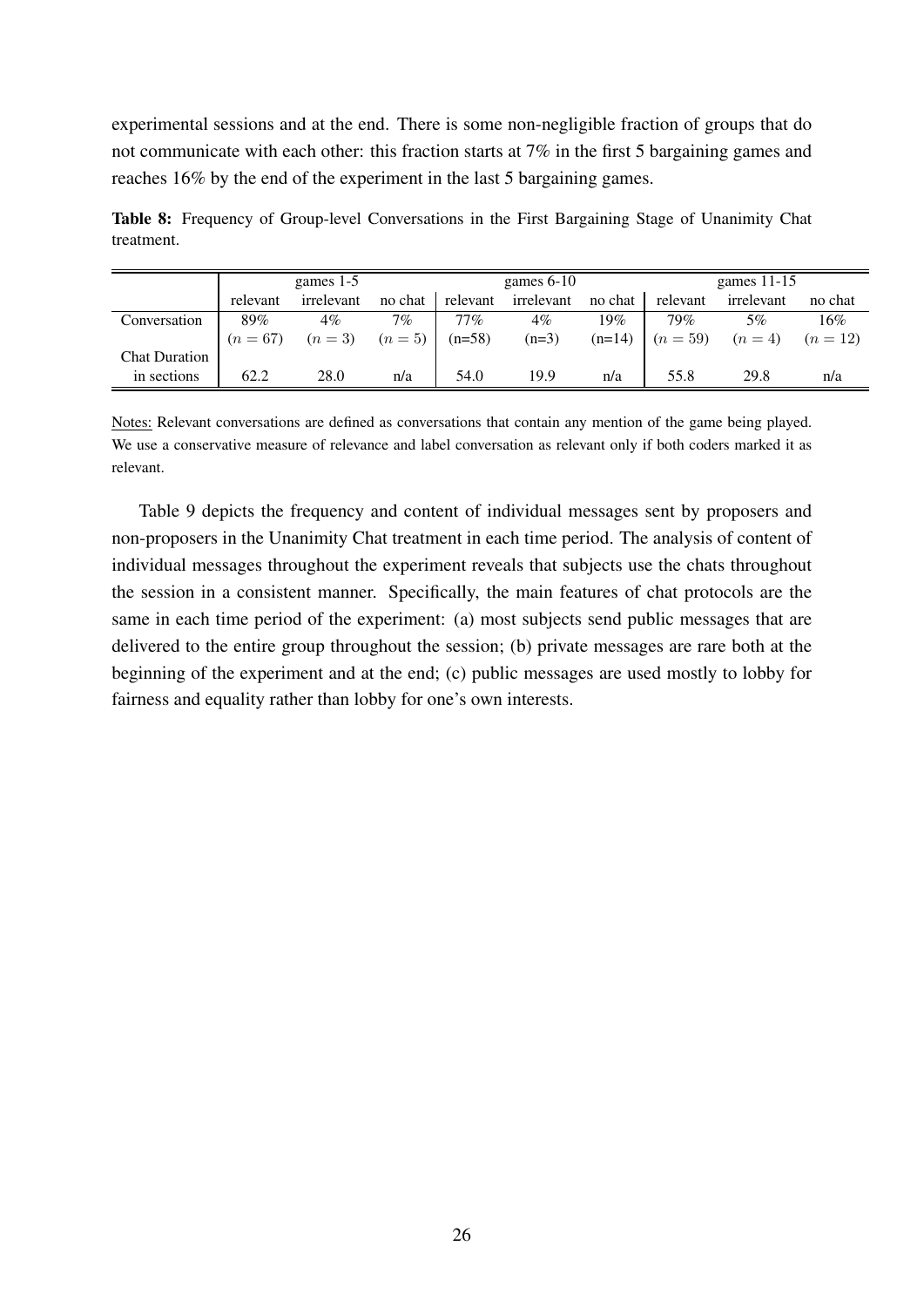experimental sessions and at the end. There is some non-negligible fraction of groups that do not communicate with each other: this fraction starts at 7% in the first 5 bargaining games and reaches 16% by the end of the experiment in the last 5 bargaining games.

**Table 8:** Frequency of Group-level Conversations in the First Bargaining Stage of Unanimity Chat treatment.

| | games 1-5 | | | games 6-10 | | | games 11-15 | | |
|---|---|---|---|---|---|---|---|---|---|
| | relevant | irrelevant | no chat | relevant | irrelevant | no chat | relevant | irrelevant | no chat |
| Conversation | 89% | 4% | 7% | 77% | 4% | 19% | 79% | 5% | 16% |
| | $(n = 67)$ | $(n = 3)$ | $(n = 5)$ | (n=58) | (n=3) | (n=14) | $(n = 59)$ | $(n = 4)$ | $(n = 12)$ |
| Chat Duration in sections | 62.2 | 28.0 | n/a | 54.0 | 19.9 | n/a | 55.8 | 29.8 | n/a |

Notes: Relevant conversations are defined as conversations that contain any mention of the game being played. We use a conservative measure of relevance and label conversation as relevant only if both coders marked it as relevant.

Table 9 depicts the frequency and content of individual messages sent by proposers and non-proposers in the Unanimity Chat treatment in each time period. The analysis of content of individual messages throughout the experiment reveals that subjects use the chats throughout the session in a consistent manner. Specifically, the main features of chat protocols are the same in each time period of the experiment: (a) most subjects send public messages that are delivered to the entire group throughout the session; (b) private messages are rare both at the beginning of the experiment and at the end; (c) public messages are used mostly to lobby for fairness and equality rather than lobby for one's own interests.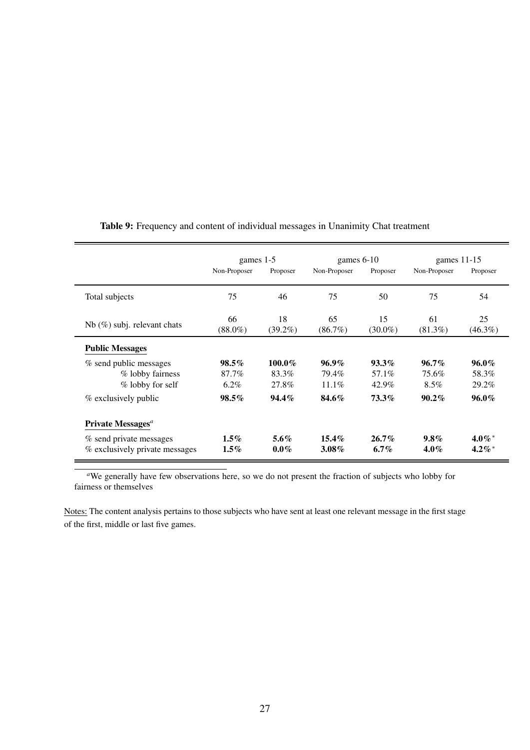**Table 9:** Frequency and content of individual messages in Unanimity Chat treatment

| | games 1-5 | | games 6-10 | | games 11-15 | |
|---|---|---|---|---|---|---|
| | Non-Proposer | Proposer | Non-Proposer | Proposer | Non-Proposer | Proposer |
| Total subjects | 75 | 46 | 75 | 50 | 75 | 54 |
| Nb (%) subj. relevant chats | 66 (88.0%) | 18 (39.2%) | 65 (86.7%) | 15 (30.0%) | 61 (81.3%) | 25 (46.3%) |
| **Public Messages** | | | | | | |
| % send public messages | **98.5%** | **100.0%** | **96.9%** | **93.3%** | **96.7%** | **96.0%** |
| % lobby fairness | 87.7% | 83.3% | 79.4% | 57.1% | 75.6% | 58.3% |
| % lobby for self | 6.2% | 27.8% | 11.1% | 42.9% | 8.5% | 29.2% |
| % exclusively public | **98.5%** | **94.4%** | **84.6%** | **73.3%** | **90.2%** | **96.0%** |
| **Private Messages**[a] | | | | | | |
| % send private messages | **1.5%** | **5.6%** | **15.4%** | **26.7%** | **9.8%** | **4.0%*** |
| % exclusively private messages | **1.5%** | **0.0%** | **3.08%** | **6.7%** | **4.0%** | **4.2%*** |

[a]We generally have few observations here, so we do not present the fraction of subjects who lobby for fairness or themselves

Notes: The content analysis pertains to those subjects who have sent at least one relevant message in the first stage of the first, middle or last five games.